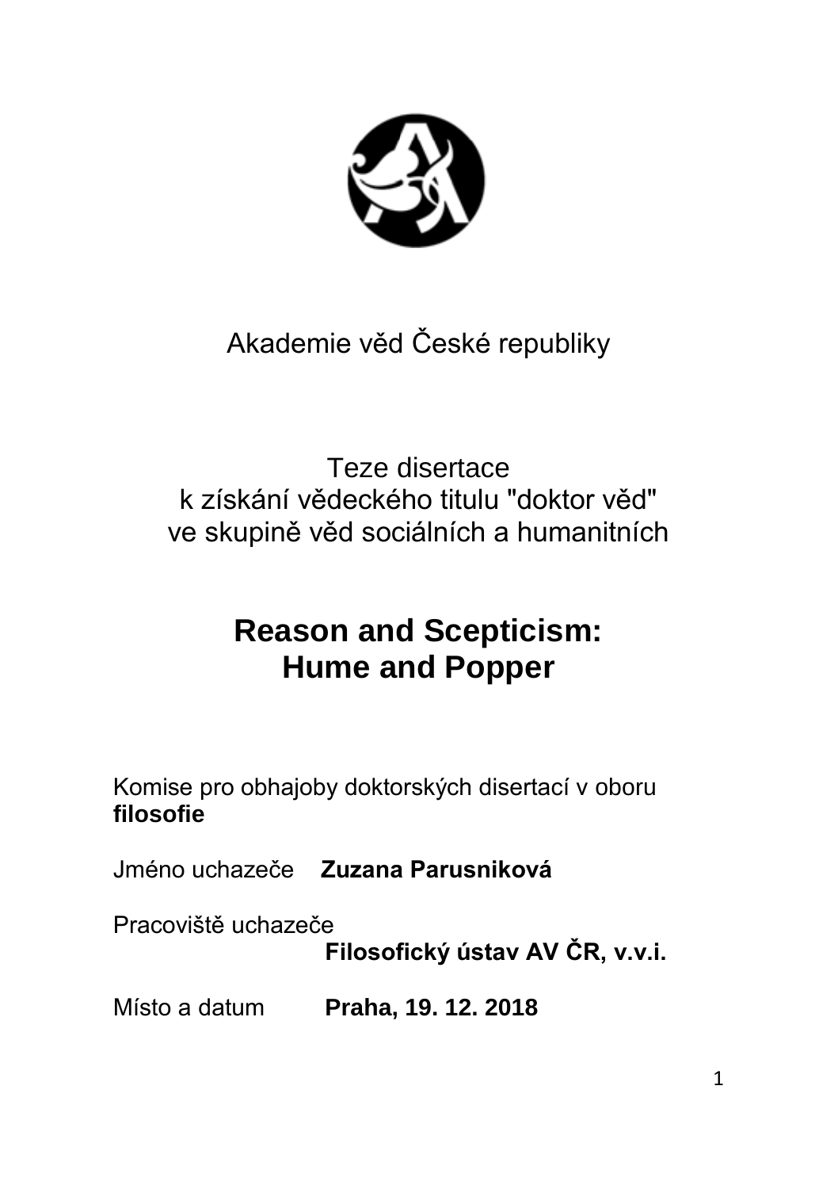Akademie věd České republiky

Teze disertace
k získání vědeckého titulu "doktor věd"
ve skupině věd sociálních a humanitních

# Reason and Scepticism: Hume and Popper

Komise pro obhajoby doktorských disertací v oboru **filosofie**

Jméno uchazeče **Zuzana Parusniková**

Pracoviště uchazeče **Filosofický ústav AV ČR, v.v.i.**

Místo a datum **Praha, 19. 12. 2018**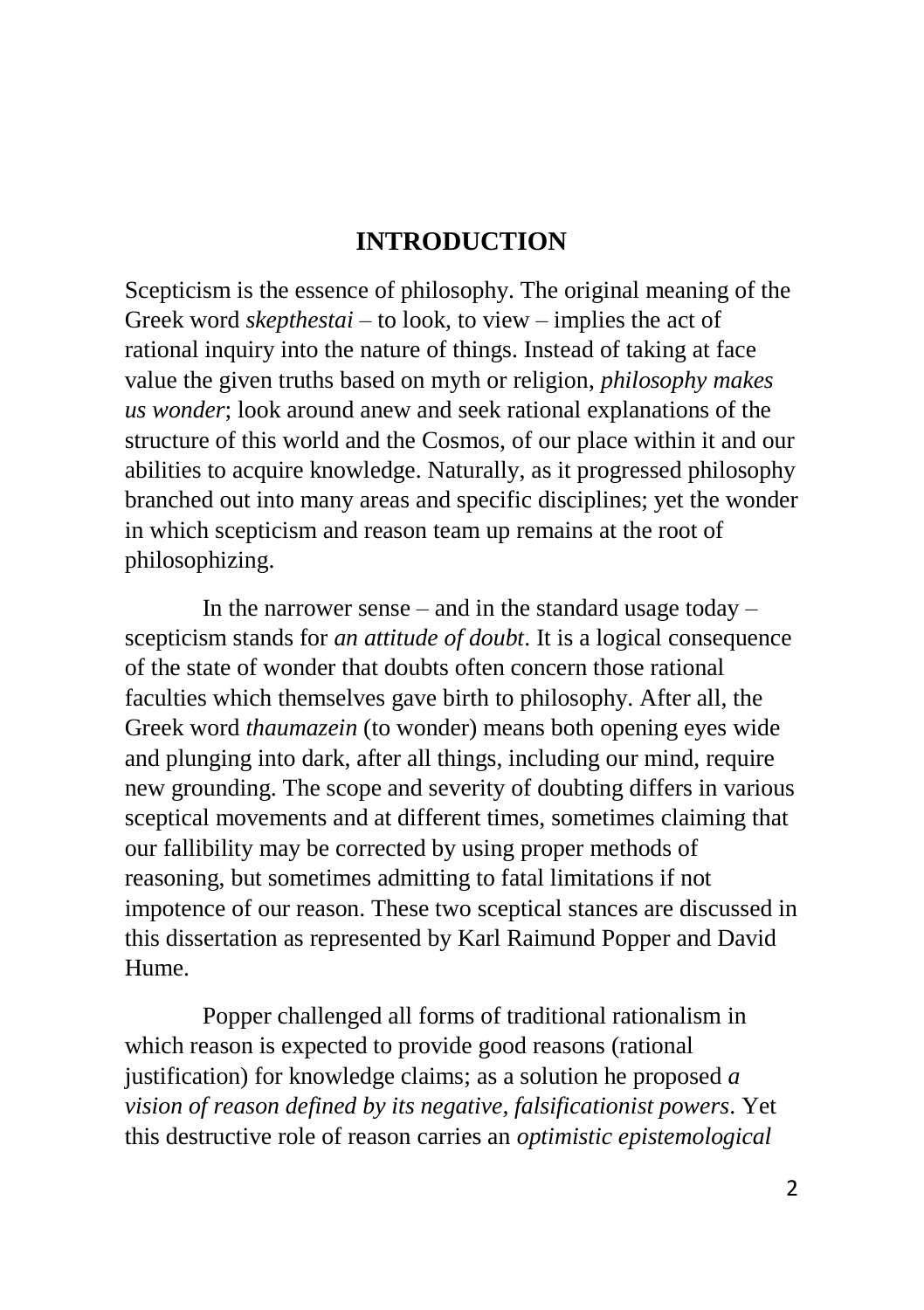# INTRODUCTION

Scepticism is the essence of philosophy. The original meaning of the Greek word *skepthestai* – to look, to view – implies the act of rational inquiry into the nature of things. Instead of taking at face value the given truths based on myth or religion, *philosophy makes us wonder*; look around anew and seek rational explanations of the structure of this world and the Cosmos, of our place within it and our abilities to acquire knowledge. Naturally, as it progressed philosophy branched out into many areas and specific disciplines; yet the wonder in which scepticism and reason team up remains at the root of philosophizing.

In the narrower sense – and in the standard usage today – scepticism stands for *an attitude of doubt*. It is a logical consequence of the state of wonder that doubts often concern those rational faculties which themselves gave birth to philosophy. After all, the Greek word *thaumazein* (to wonder) means both opening eyes wide and plunging into dark, after all things, including our mind, require new grounding. The scope and severity of doubting differs in various sceptical movements and at different times, sometimes claiming that our fallibility may be corrected by using proper methods of reasoning, but sometimes admitting to fatal limitations if not impotence of our reason. These two sceptical stances are discussed in this dissertation as represented by Karl Raimund Popper and David Hume.

Popper challenged all forms of traditional rationalism in which reason is expected to provide good reasons (rational justification) for knowledge claims; as a solution he proposed *a vision of reason defined by its negative, falsificationist powers*. Yet this destructive role of reason carries an *optimistic epistemological*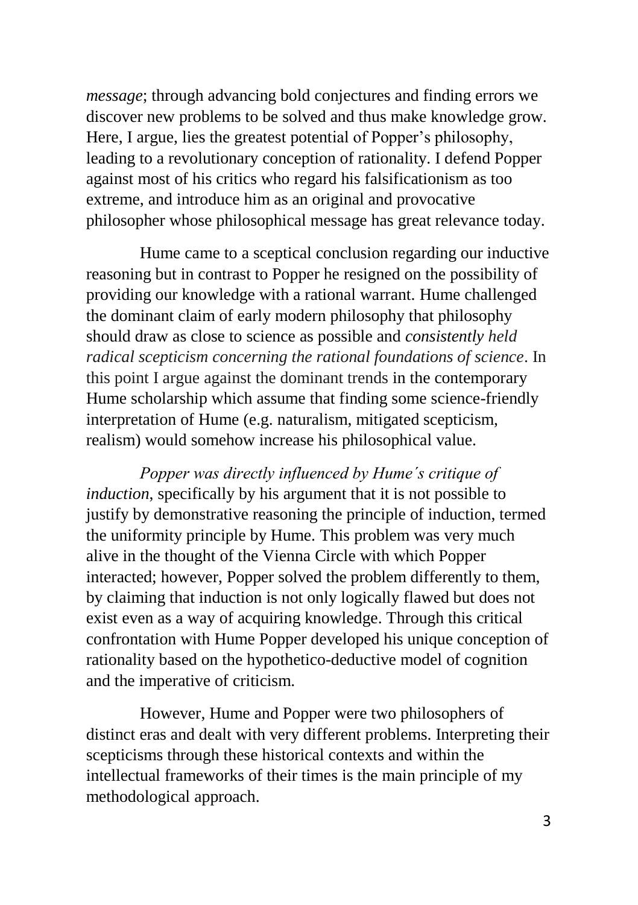*message*; through advancing bold conjectures and finding errors we discover new problems to be solved and thus make knowledge grow. Here, I argue, lies the greatest potential of Popper's philosophy, leading to a revolutionary conception of rationality. I defend Popper against most of his critics who regard his falsificationism as too extreme, and introduce him as an original and provocative philosopher whose philosophical message has great relevance today.

Hume came to a sceptical conclusion regarding our inductive reasoning but in contrast to Popper he resigned on the possibility of providing our knowledge with a rational warrant. Hume challenged the dominant claim of early modern philosophy that philosophy should draw as close to science as possible and *consistently held radical scepticism concerning the rational foundations of science*. In this point I argue against the dominant trends in the contemporary Hume scholarship which assume that finding some science-friendly interpretation of Hume (e.g. naturalism, mitigated scepticism, realism) would somehow increase his philosophical value.

*Popper was directly influenced by Hume´s critique of induction*, specifically by his argument that it is not possible to justify by demonstrative reasoning the principle of induction, termed the uniformity principle by Hume. This problem was very much alive in the thought of the Vienna Circle with which Popper interacted; however, Popper solved the problem differently to them, by claiming that induction is not only logically flawed but does not exist even as a way of acquiring knowledge. Through this critical confrontation with Hume Popper developed his unique conception of rationality based on the hypothetico-deductive model of cognition and the imperative of criticism.

However, Hume and Popper were two philosophers of distinct eras and dealt with very different problems. Interpreting their scepticisms through these historical contexts and within the intellectual frameworks of their times is the main principle of my methodological approach.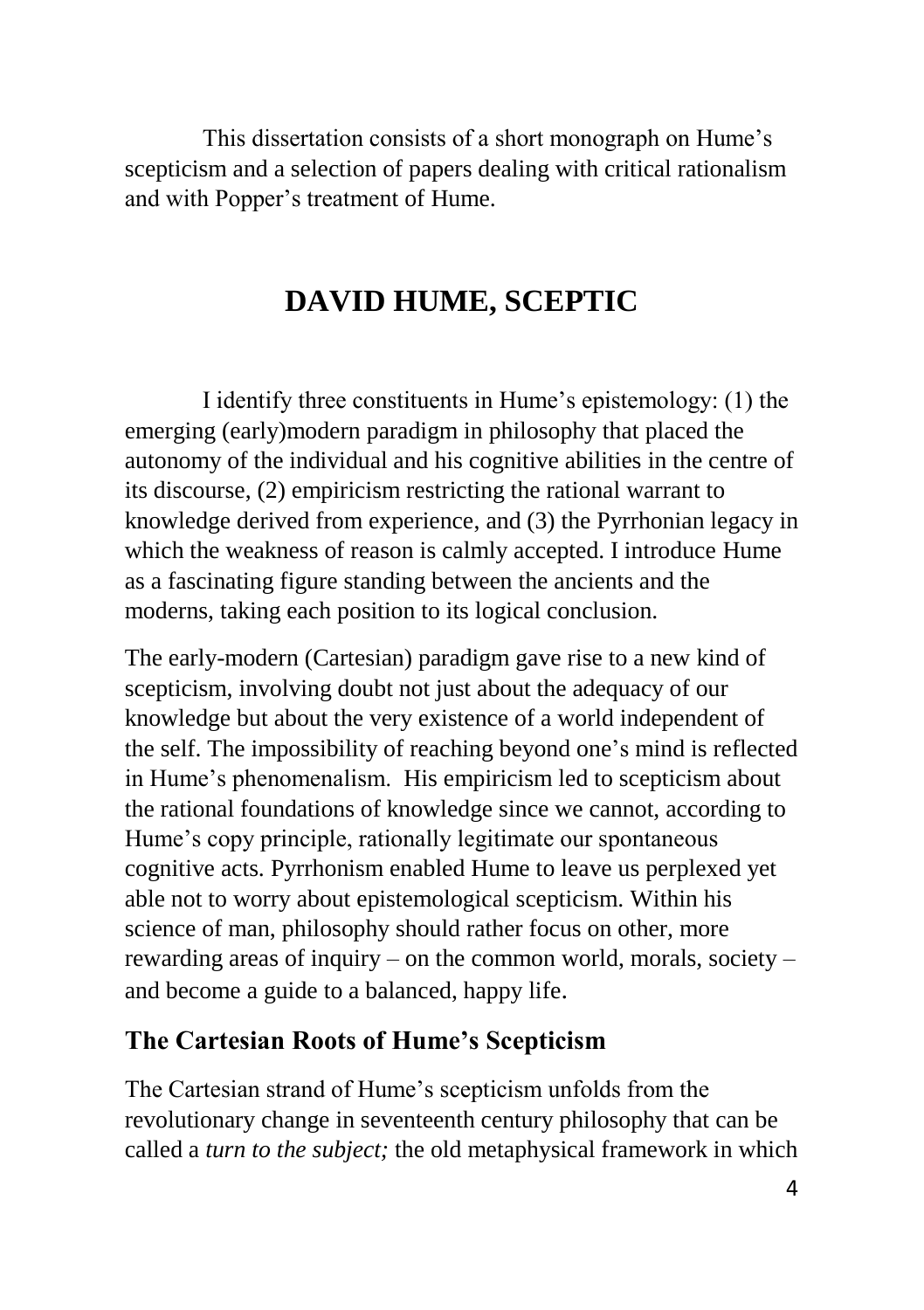This dissertation consists of a short monograph on Hume's scepticism and a selection of papers dealing with critical rationalism and with Popper's treatment of Hume.

# DAVID HUME, SCEPTIC

I identify three constituents in Hume's epistemology: (1) the emerging (early)modern paradigm in philosophy that placed the autonomy of the individual and his cognitive abilities in the centre of its discourse, (2) empiricism restricting the rational warrant to knowledge derived from experience, and (3) the Pyrrhonian legacy in which the weakness of reason is calmly accepted. I introduce Hume as a fascinating figure standing between the ancients and the moderns, taking each position to its logical conclusion.

The early-modern (Cartesian) paradigm gave rise to a new kind of scepticism, involving doubt not just about the adequacy of our knowledge but about the very existence of a world independent of the self. The impossibility of reaching beyond one's mind is reflected in Hume's phenomenalism. His empiricism led to scepticism about the rational foundations of knowledge since we cannot, according to Hume's copy principle, rationally legitimate our spontaneous cognitive acts. Pyrrhonism enabled Hume to leave us perplexed yet able not to worry about epistemological scepticism. Within his science of man, philosophy should rather focus on other, more rewarding areas of inquiry – on the common world, morals, society – and become a guide to a balanced, happy life.

## The Cartesian Roots of Hume's Scepticism

The Cartesian strand of Hume's scepticism unfolds from the revolutionary change in seventeenth century philosophy that can be called a *turn to the subject;* the old metaphysical framework in which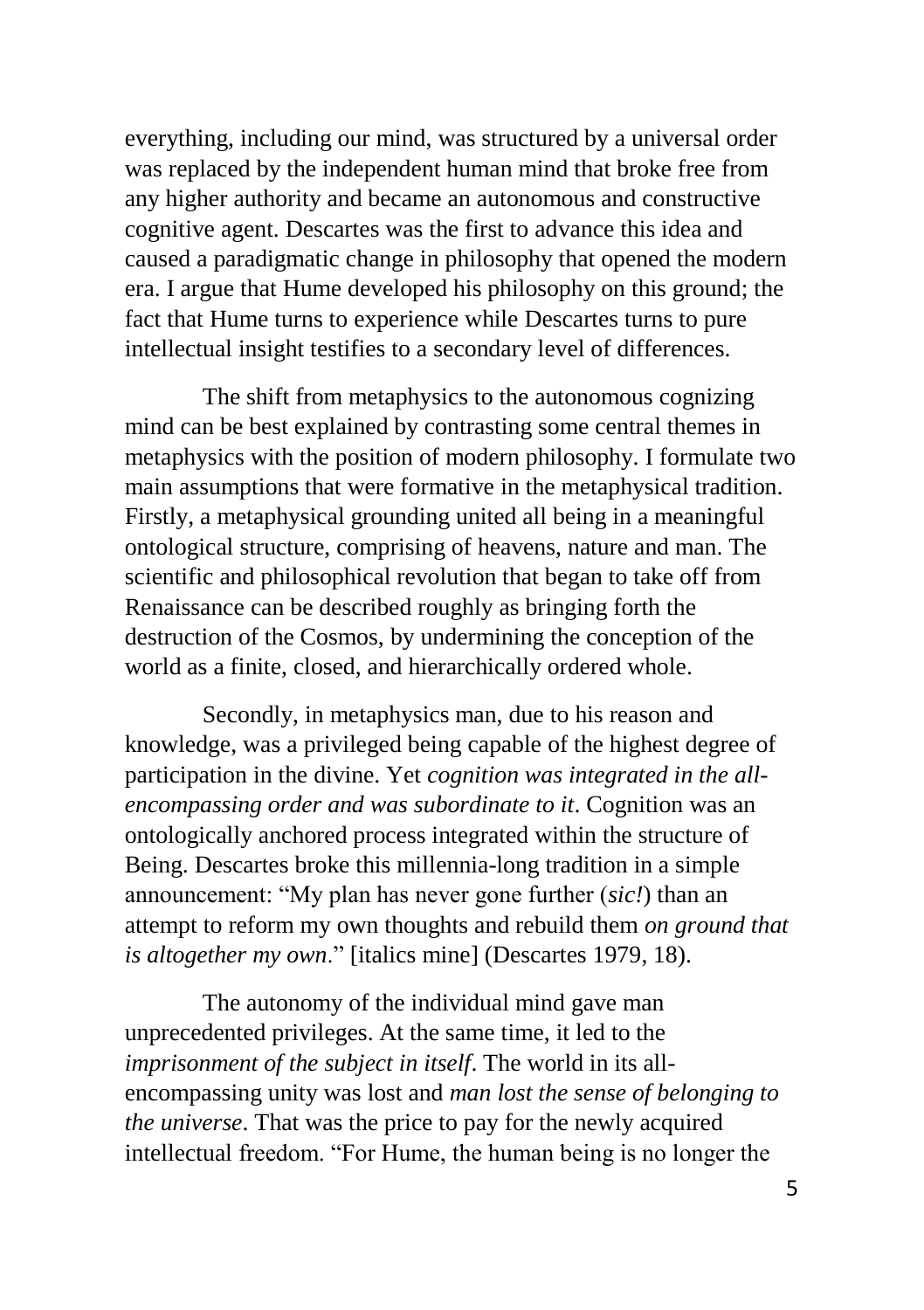everything, including our mind, was structured by a universal order was replaced by the independent human mind that broke free from any higher authority and became an autonomous and constructive cognitive agent. Descartes was the first to advance this idea and caused a paradigmatic change in philosophy that opened the modern era. I argue that Hume developed his philosophy on this ground; the fact that Hume turns to experience while Descartes turns to pure intellectual insight testifies to a secondary level of differences.

The shift from metaphysics to the autonomous cognizing mind can be best explained by contrasting some central themes in metaphysics with the position of modern philosophy. I formulate two main assumptions that were formative in the metaphysical tradition. Firstly, a metaphysical grounding united all being in a meaningful ontological structure, comprising of heavens, nature and man. The scientific and philosophical revolution that began to take off from Renaissance can be described roughly as bringing forth the destruction of the Cosmos, by undermining the conception of the world as a finite, closed, and hierarchically ordered whole.

Secondly, in metaphysics man, due to his reason and knowledge, was a privileged being capable of the highest degree of participation in the divine. Yet *cognition was integrated in the all-encompassing order and was subordinate to it*. Cognition was an ontologically anchored process integrated within the structure of Being. Descartes broke this millennia-long tradition in a simple announcement: "My plan has never gone further (*sic!*) than an attempt to reform my own thoughts and rebuild them *on ground that is altogether my own*." [italics mine] (Descartes 1979, 18).

The autonomy of the individual mind gave man unprecedented privileges. At the same time, it led to the *imprisonment of the subject in itself*. The world in its all-encompassing unity was lost and *man lost the sense of belonging to the universe*. That was the price to pay for the newly acquired intellectual freedom. "For Hume, the human being is no longer the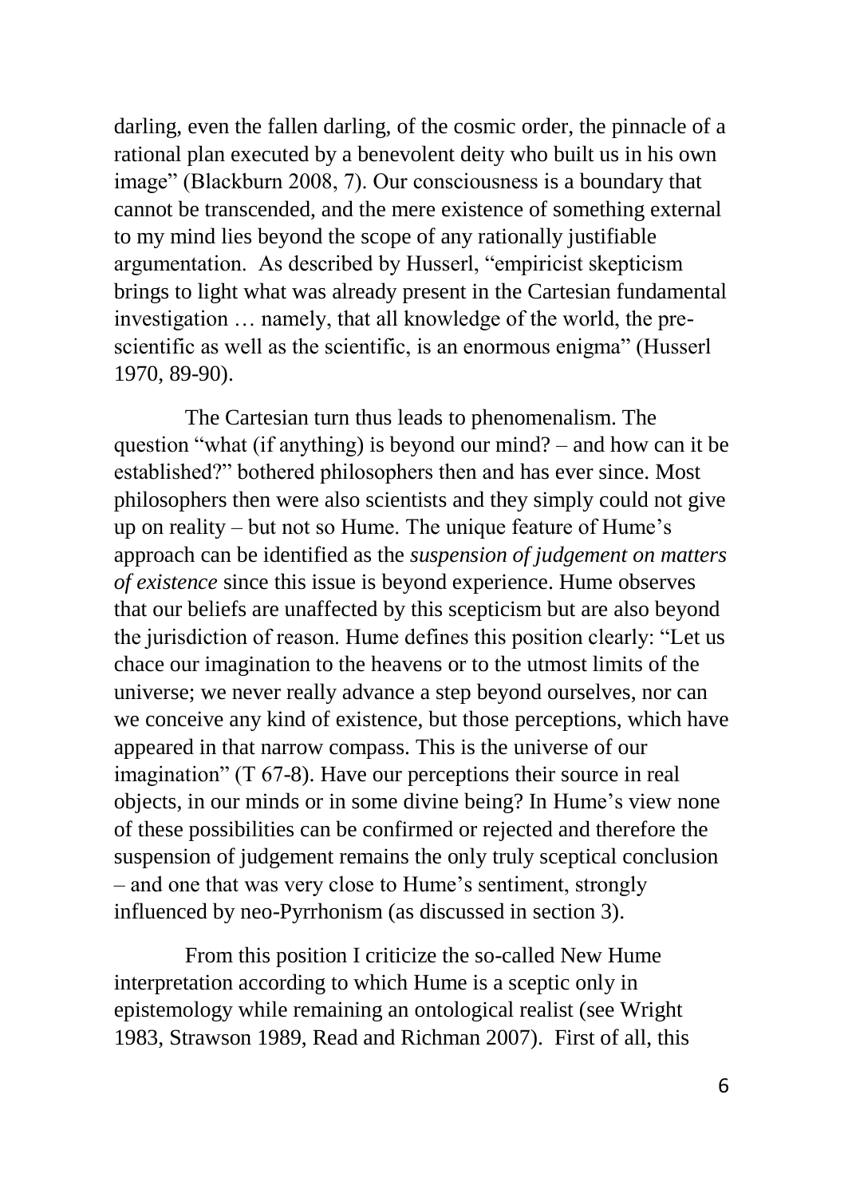darling, even the fallen darling, of the cosmic order, the pinnacle of a rational plan executed by a benevolent deity who built us in his own image" (Blackburn 2008, 7). Our consciousness is a boundary that cannot be transcended, and the mere existence of something external to my mind lies beyond the scope of any rationally justifiable argumentation. As described by Husserl, "empiricist skepticism brings to light what was already present in the Cartesian fundamental investigation … namely, that all knowledge of the world, the pre-scientific as well as the scientific, is an enormous enigma" (Husserl 1970, 89-90).

The Cartesian turn thus leads to phenomenalism. The question "what (if anything) is beyond our mind? – and how can it be established?" bothered philosophers then and has ever since. Most philosophers then were also scientists and they simply could not give up on reality – but not so Hume. The unique feature of Hume's approach can be identified as the *suspension of judgement on matters of existence* since this issue is beyond experience. Hume observes that our beliefs are unaffected by this scepticism but are also beyond the jurisdiction of reason. Hume defines this position clearly: "Let us chace our imagination to the heavens or to the utmost limits of the universe; we never really advance a step beyond ourselves, nor can we conceive any kind of existence, but those perceptions, which have appeared in that narrow compass. This is the universe of our imagination" (T 67-8). Have our perceptions their source in real objects, in our minds or in some divine being? In Hume's view none of these possibilities can be confirmed or rejected and therefore the suspension of judgement remains the only truly sceptical conclusion – and one that was very close to Hume's sentiment, strongly influenced by neo-Pyrrhonism (as discussed in section 3).

From this position I criticize the so-called New Hume interpretation according to which Hume is a sceptic only in epistemology while remaining an ontological realist (see Wright 1983, Strawson 1989, Read and Richman 2007). First of all, this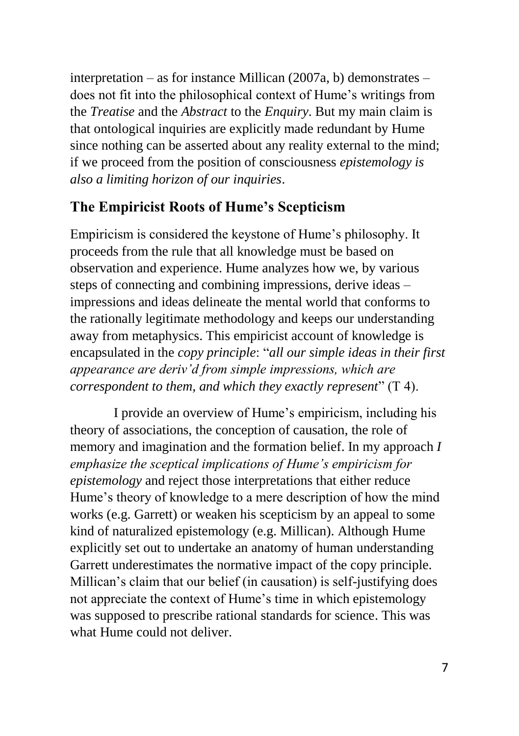interpretation – as for instance Millican (2007a, b) demonstrates – does not fit into the philosophical context of Hume's writings from the *Treatise* and the *Abstract* to the *Enquiry*. But my main claim is that ontological inquiries are explicitly made redundant by Hume since nothing can be asserted about any reality external to the mind; if we proceed from the position of consciousness *epistemology is also a limiting horizon of our inquiries*.

## The Empiricist Roots of Hume's Scepticism

Empiricism is considered the keystone of Hume's philosophy. It proceeds from the rule that all knowledge must be based on observation and experience. Hume analyzes how we, by various steps of connecting and combining impressions, derive ideas – impressions and ideas delineate the mental world that conforms to the rationally legitimate methodology and keeps our understanding away from metaphysics. This empiricist account of knowledge is encapsulated in the *copy principle*: "*all our simple ideas in their first appearance are deriv'd from simple impressions, which are correspondent to them, and which they exactly represent*" (T 4).

I provide an overview of Hume's empiricism, including his theory of associations, the conception of causation, the role of memory and imagination and the formation belief. In my approach *I emphasize the sceptical implications of Hume's empiricism for epistemology* and reject those interpretations that either reduce Hume's theory of knowledge to a mere description of how the mind works (e.g. Garrett) or weaken his scepticism by an appeal to some kind of naturalized epistemology (e.g. Millican). Although Hume explicitly set out to undertake an anatomy of human understanding Garrett underestimates the normative impact of the copy principle. Millican's claim that our belief (in causation) is self-justifying does not appreciate the context of Hume's time in which epistemology was supposed to prescribe rational standards for science. This was what Hume could not deliver.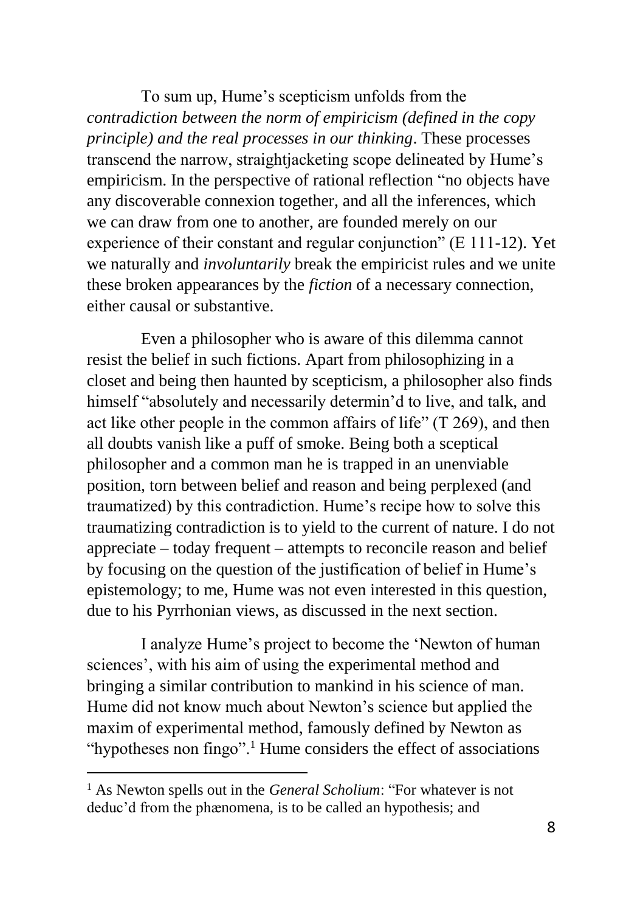To sum up, Hume's scepticism unfolds from the *contradiction between the norm of empiricism (defined in the copy principle) and the real processes in our thinking*. These processes transcend the narrow, straightjacketing scope delineated by Hume's empiricism. In the perspective of rational reflection "no objects have any discoverable connexion together, and all the inferences, which we can draw from one to another, are founded merely on our experience of their constant and regular conjunction" (E 111-12). Yet we naturally and *involuntarily* break the empiricist rules and we unite these broken appearances by the *fiction* of a necessary connection, either causal or substantive.

Even a philosopher who is aware of this dilemma cannot resist the belief in such fictions. Apart from philosophizing in a closet and being then haunted by scepticism, a philosopher also finds himself "absolutely and necessarily determin'd to live, and talk, and act like other people in the common affairs of life" (T 269), and then all doubts vanish like a puff of smoke. Being both a sceptical philosopher and a common man he is trapped in an unenviable position, torn between belief and reason and being perplexed (and traumatized) by this contradiction. Hume's recipe how to solve this traumatizing contradiction is to yield to the current of nature. I do not appreciate – today frequent – attempts to reconcile reason and belief by focusing on the question of the justification of belief in Hume's epistemology; to me, Hume was not even interested in this question, due to his Pyrrhonian views, as discussed in the next section.

I analyze Hume's project to become the 'Newton of human sciences', with his aim of using the experimental method and bringing a similar contribution to mankind in his science of man. Hume did not know much about Newton's science but applied the maxim of experimental method, famously defined by Newton as "hypotheses non fingo".[1] Hume considers the effect of associations

---

[1] As Newton spells out in the *General Scholium*: "For whatever is not deduc'd from the phænomena, is to be called an hypothesis; and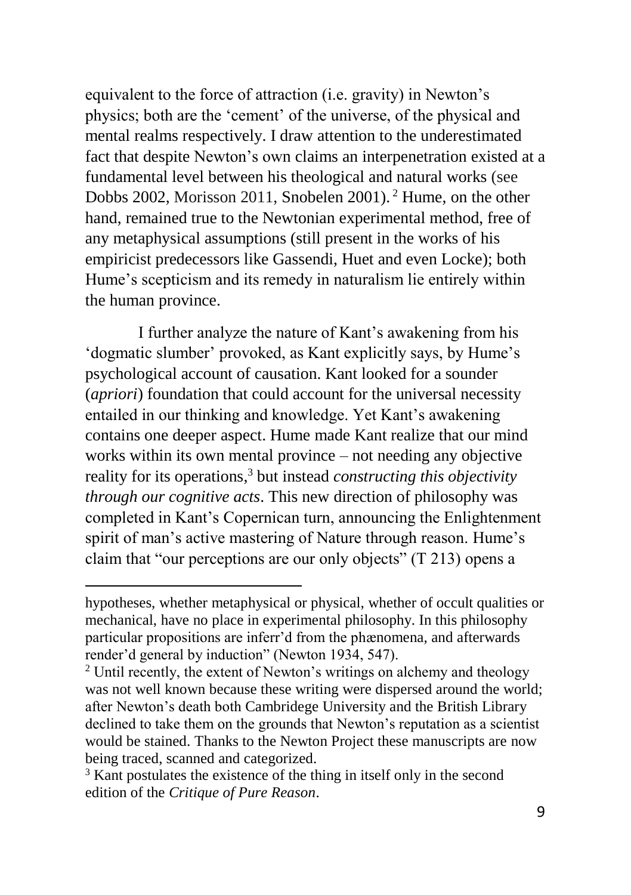equivalent to the force of attraction (i.e. gravity) in Newton's physics; both are the 'cement' of the universe, of the physical and mental realms respectively. I draw attention to the underestimated fact that despite Newton's own claims an interpenetration existed at a fundamental level between his theological and natural works (see Dobbs 2002, Morisson 2011, Snobelen 2001).[2] Hume, on the other hand, remained true to the Newtonian experimental method, free of any metaphysical assumptions (still present in the works of his empiricist predecessors like Gassendi, Huet and even Locke); both Hume's scepticism and its remedy in naturalism lie entirely within the human province.

I further analyze the nature of Kant's awakening from his 'dogmatic slumber' provoked, as Kant explicitly says, by Hume's psychological account of causation. Kant looked for a sounder (*apriori*) foundation that could account for the universal necessity entailed in our thinking and knowledge. Yet Kant's awakening contains one deeper aspect. Hume made Kant realize that our mind works within its own mental province – not needing any objective reality for its operations,[3] but instead *constructing this objectivity through our cognitive acts*. This new direction of philosophy was completed in Kant's Copernican turn, announcing the Enlightenment spirit of man's active mastering of Nature through reason. Hume's claim that "our perceptions are our only objects" (T 213) opens a

---

hypotheses, whether metaphysical or physical, whether of occult qualities or mechanical, have no place in experimental philosophy. In this philosophy particular propositions are inferr'd from the phænomena, and afterwards render'd general by induction" (Newton 1934, 547).

[2] Until recently, the extent of Newton's writings on alchemy and theology was not well known because these writing were dispersed around the world; after Newton's death both Cambridege University and the British Library declined to take them on the grounds that Newton's reputation as a scientist would be stained. Thanks to the Newton Project these manuscripts are now being traced, scanned and categorized.

[3] Kant postulates the existence of the thing in itself only in the second edition of the *Critique of Pure Reason*.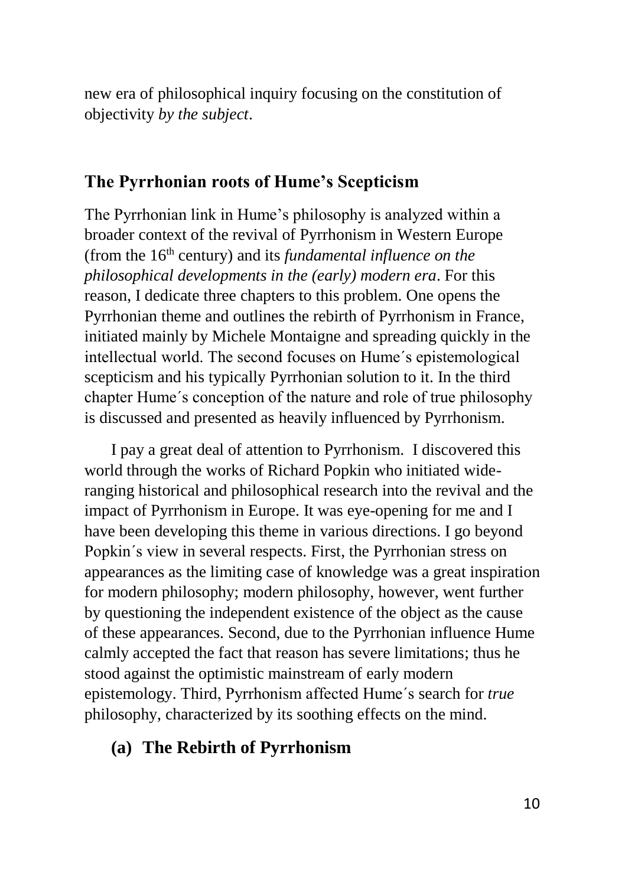new era of philosophical inquiry focusing on the constitution of objectivity *by the subject*.

## The Pyrrhonian roots of Hume's Scepticism

The Pyrrhonian link in Hume's philosophy is analyzed within a broader context of the revival of Pyrrhonism in Western Europe (from the $16^{th}$ century) and its *fundamental influence on the philosophical developments in the (early) modern era*. For this reason, I dedicate three chapters to this problem. One opens the Pyrrhonian theme and outlines the rebirth of Pyrrhonism in France, initiated mainly by Michele Montaigne and spreading quickly in the intellectual world. The second focuses on Hume´s epistemological scepticism and his typically Pyrrhonian solution to it. In the third chapter Hume´s conception of the nature and role of true philosophy is discussed and presented as heavily influenced by Pyrrhonism.

I pay a great deal of attention to Pyrrhonism. I discovered this world through the works of Richard Popkin who initiated wide-ranging historical and philosophical research into the revival and the impact of Pyrrhonism in Europe. It was eye-opening for me and I have been developing this theme in various directions. I go beyond Popkin´s view in several respects. First, the Pyrrhonian stress on appearances as the limiting case of knowledge was a great inspiration for modern philosophy; modern philosophy, however, went further by questioning the independent existence of the object as the cause of these appearances. Second, due to the Pyrrhonian influence Hume calmly accepted the fact that reason has severe limitations; thus he stood against the optimistic mainstream of early modern epistemology. Third, Pyrrhonism affected Hume´s search for *true* philosophy, characterized by its soothing effects on the mind.

### (a) The Rebirth of Pyrrhonism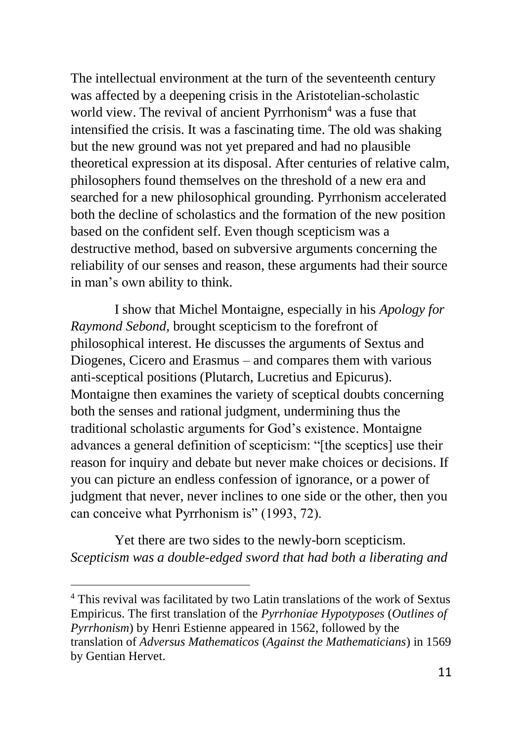The intellectual environment at the turn of the seventeenth century was affected by a deepening crisis in the Aristotelian-scholastic world view. The revival of ancient Pyrrhonism[4] was a fuse that intensified the crisis. It was a fascinating time. The old was shaking but the new ground was not yet prepared and had no plausible theoretical expression at its disposal. After centuries of relative calm, philosophers found themselves on the threshold of a new era and searched for a new philosophical grounding. Pyrrhonism accelerated both the decline of scholastics and the formation of the new position based on the confident self. Even though scepticism was a destructive method, based on subversive arguments concerning the reliability of our senses and reason, these arguments had their source in man's own ability to think.

I show that Michel Montaigne, especially in his *Apology for Raymond Sebond*, brought scepticism to the forefront of philosophical interest. He discusses the arguments of Sextus and Diogenes, Cicero and Erasmus – and compares them with various anti-sceptical positions (Plutarch, Lucretius and Epicurus). Montaigne then examines the variety of sceptical doubts concerning both the senses and rational judgment, undermining thus the traditional scholastic arguments for God's existence. Montaigne advances a general definition of scepticism: "[the sceptics] use their reason for inquiry and debate but never make choices or decisions. If you can picture an endless confession of ignorance, or a power of judgment that never, never inclines to one side or the other, then you can conceive what Pyrrhonism is" (1993, 72).

Yet there are two sides to the newly-born scepticism. *Scepticism was a double-edged sword that had both a liberating and*

[4] This revival was facilitated by two Latin translations of the work of Sextus Empiricus. The first translation of the *Pyrrhoniae Hypotyposes* (*Outlines of Pyrrhonism*) by Henri Estienne appeared in 1562, followed by the translation of *Adversus Mathematicos* (*Against the Mathematicians*) in 1569 by Gentian Hervet.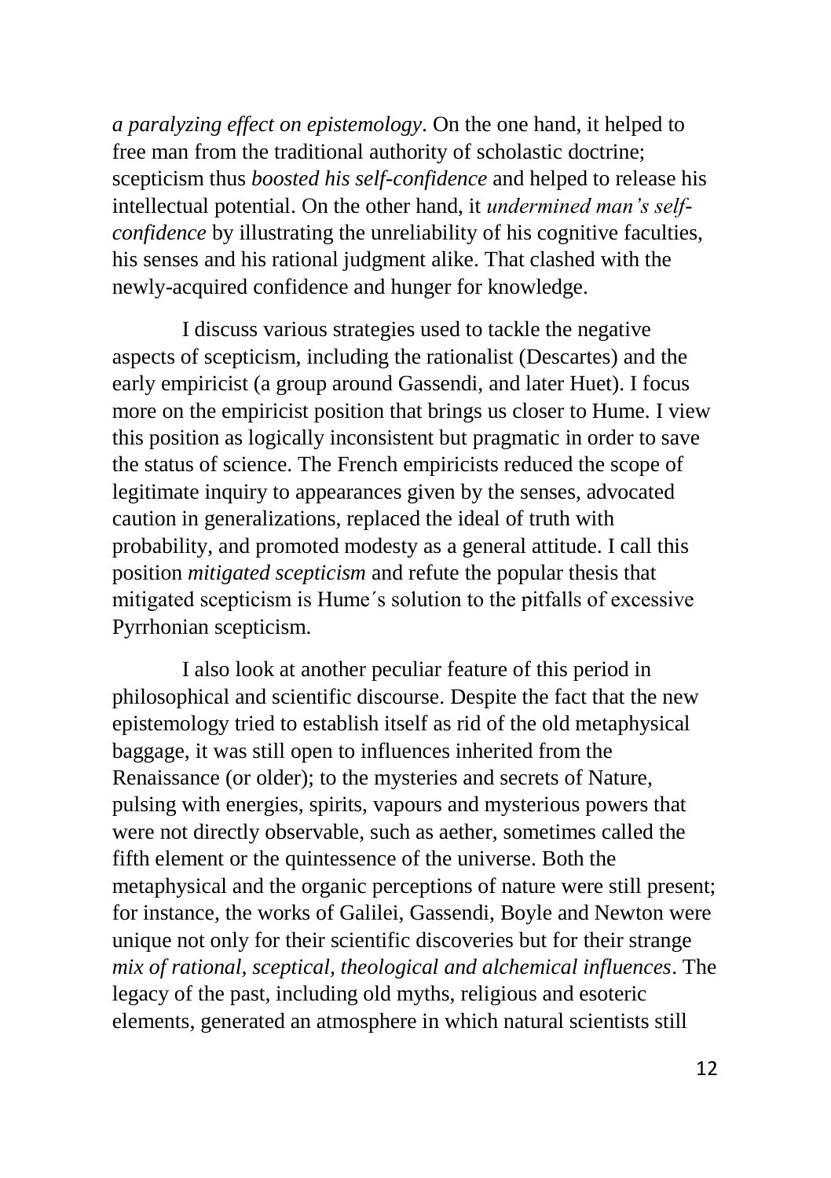*a paralyzing effect on epistemology*. On the one hand, it helped to free man from the traditional authority of scholastic doctrine; scepticism thus *boosted his self-confidence* and helped to release his intellectual potential. On the other hand, it *undermined man's self-confidence* by illustrating the unreliability of his cognitive faculties, his senses and his rational judgment alike. That clashed with the newly-acquired confidence and hunger for knowledge.

I discuss various strategies used to tackle the negative aspects of scepticism, including the rationalist (Descartes) and the early empiricist (a group around Gassendi, and later Huet). I focus more on the empiricist position that brings us closer to Hume. I view this position as logically inconsistent but pragmatic in order to save the status of science. The French empiricists reduced the scope of legitimate inquiry to appearances given by the senses, advocated caution in generalizations, replaced the ideal of truth with probability, and promoted modesty as a general attitude. I call this position *mitigated scepticism* and refute the popular thesis that mitigated scepticism is Hume´s solution to the pitfalls of excessive Pyrrhonian scepticism.

I also look at another peculiar feature of this period in philosophical and scientific discourse. Despite the fact that the new epistemology tried to establish itself as rid of the old metaphysical baggage, it was still open to influences inherited from the Renaissance (or older); to the mysteries and secrets of Nature, pulsing with energies, spirits, vapours and mysterious powers that were not directly observable, such as aether, sometimes called the fifth element or the quintessence of the universe. Both the metaphysical and the organic perceptions of nature were still present; for instance, the works of Galilei, Gassendi, Boyle and Newton were unique not only for their scientific discoveries but for their strange *mix of rational, sceptical, theological and alchemical influences*. The legacy of the past, including old myths, religious and esoteric elements, generated an atmosphere in which natural scientists still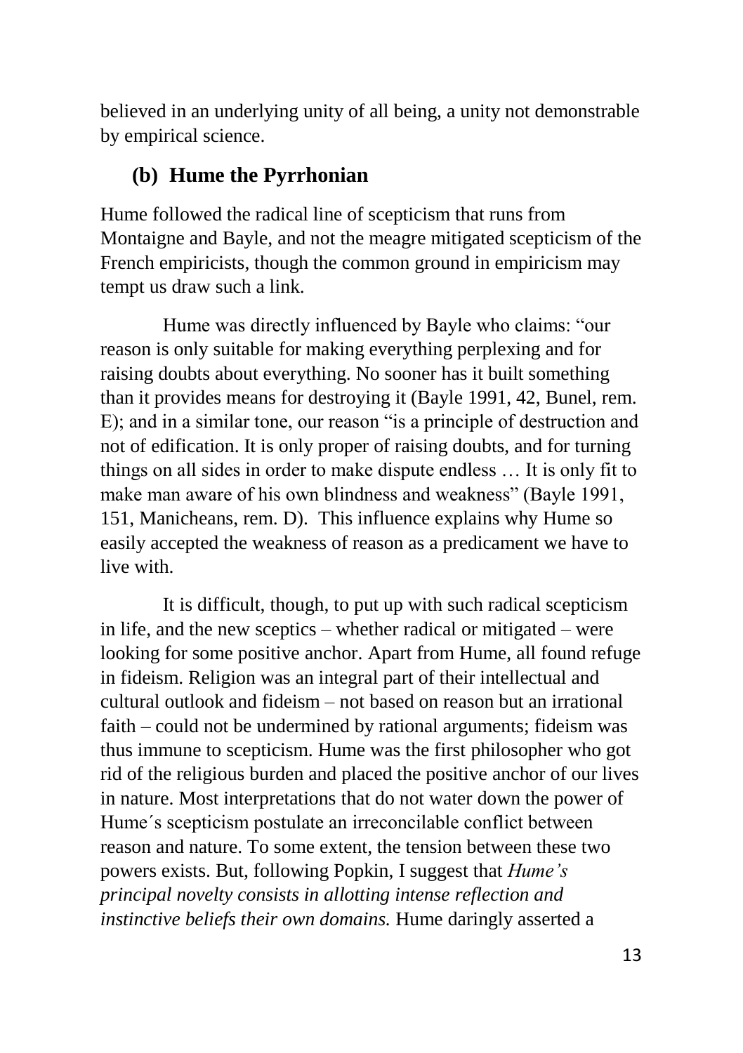believed in an underlying unity of all being, a unity not demonstrable by empirical science.

### (b) Hume the Pyrrhonian

Hume followed the radical line of scepticism that runs from Montaigne and Bayle, and not the meagre mitigated scepticism of the French empiricists, though the common ground in empiricism may tempt us draw such a link.

Hume was directly influenced by Bayle who claims: "our reason is only suitable for making everything perplexing and for raising doubts about everything. No sooner has it built something than it provides means for destroying it (Bayle 1991, 42, Bunel, rem. E); and in a similar tone, our reason "is a principle of destruction and not of edification. It is only proper of raising doubts, and for turning things on all sides in order to make dispute endless … It is only fit to make man aware of his own blindness and weakness" (Bayle 1991, 151, Manicheans, rem. D). This influence explains why Hume so easily accepted the weakness of reason as a predicament we have to live with.

It is difficult, though, to put up with such radical scepticism in life, and the new sceptics – whether radical or mitigated – were looking for some positive anchor. Apart from Hume, all found refuge in fideism. Religion was an integral part of their intellectual and cultural outlook and fideism – not based on reason but an irrational faith – could not be undermined by rational arguments; fideism was thus immune to scepticism. Hume was the first philosopher who got rid of the religious burden and placed the positive anchor of our lives in nature. Most interpretations that do not water down the power of Hume´s scepticism postulate an irreconcilable conflict between reason and nature. To some extent, the tension between these two powers exists. But, following Popkin, I suggest that *Hume's principal novelty consists in allotting intense reflection and instinctive beliefs their own domains.* Hume daringly asserted a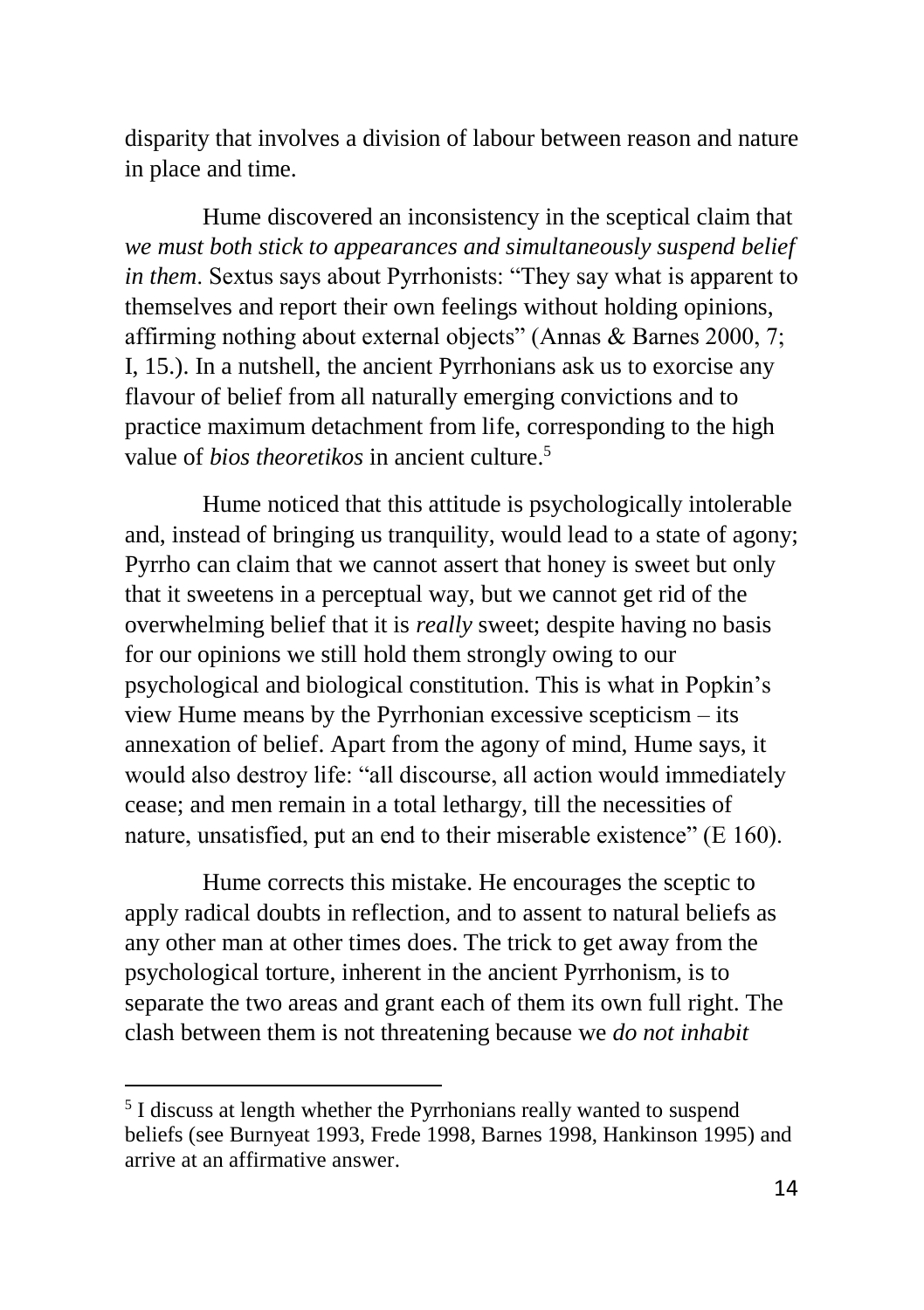disparity that involves a division of labour between reason and nature in place and time.

Hume discovered an inconsistency in the sceptical claim that *we must both stick to appearances and simultaneously suspend belief in them*. Sextus says about Pyrrhonists: "They say what is apparent to themselves and report their own feelings without holding opinions, affirming nothing about external objects" (Annas & Barnes 2000, 7; I, 15.). In a nutshell, the ancient Pyrrhonians ask us to exorcise any flavour of belief from all naturally emerging convictions and to practice maximum detachment from life, corresponding to the high value of *bios theoretikos* in ancient culture.[5]

Hume noticed that this attitude is psychologically intolerable and, instead of bringing us tranquility, would lead to a state of agony; Pyrrho can claim that we cannot assert that honey is sweet but only that it sweetens in a perceptual way, but we cannot get rid of the overwhelming belief that it is *really* sweet; despite having no basis for our opinions we still hold them strongly owing to our psychological and biological constitution. This is what in Popkin's view Hume means by the Pyrrhonian excessive scepticism – its annexation of belief. Apart from the agony of mind, Hume says, it would also destroy life: "all discourse, all action would immediately cease; and men remain in a total lethargy, till the necessities of nature, unsatisfied, put an end to their miserable existence" (E 160).

Hume corrects this mistake. He encourages the sceptic to apply radical doubts in reflection, and to assent to natural beliefs as any other man at other times does. The trick to get away from the psychological torture, inherent in the ancient Pyrrhonism, is to separate the two areas and grant each of them its own full right. The clash between them is not threatening because we *do not inhabit*

---

[5] I discuss at length whether the Pyrrhonians really wanted to suspend beliefs (see Burnyeat 1993, Frede 1998, Barnes 1998, Hankinson 1995) and arrive at an affirmative answer.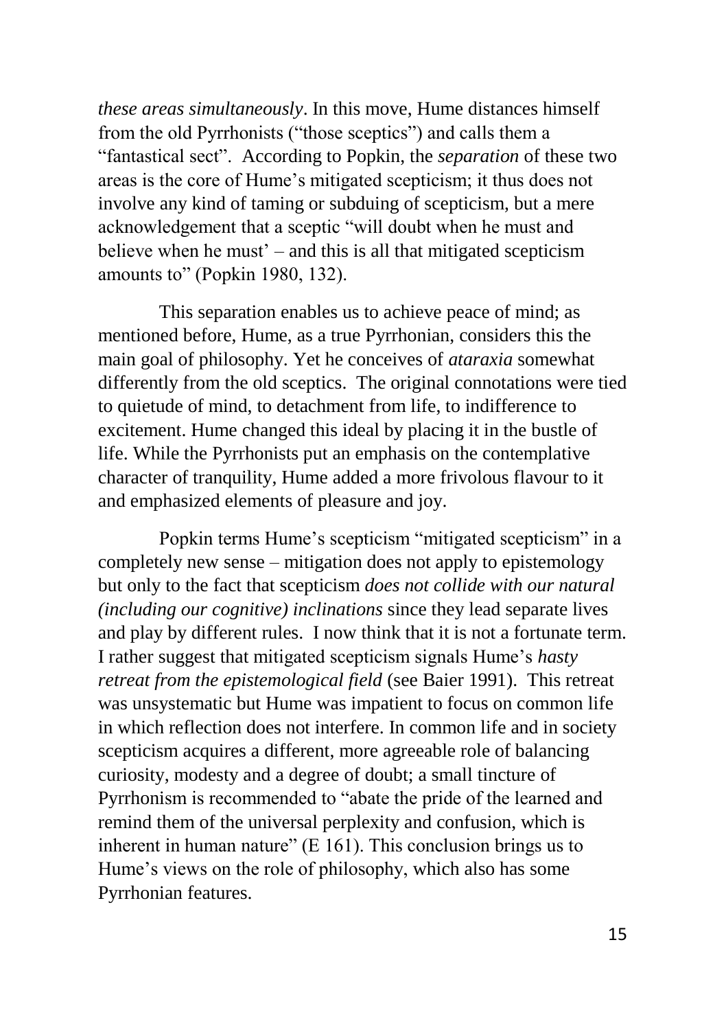*these areas simultaneously*. In this move, Hume distances himself from the old Pyrrhonists ("those sceptics") and calls them a "fantastical sect". According to Popkin, the *separation* of these two areas is the core of Hume's mitigated scepticism; it thus does not involve any kind of taming or subduing of scepticism, but a mere acknowledgement that a sceptic "will doubt when he must and believe when he must' – and this is all that mitigated scepticism amounts to" (Popkin 1980, 132).

This separation enables us to achieve peace of mind; as mentioned before, Hume, as a true Pyrrhonian, considers this the main goal of philosophy. Yet he conceives of *ataraxia* somewhat differently from the old sceptics. The original connotations were tied to quietude of mind, to detachment from life, to indifference to excitement. Hume changed this ideal by placing it in the bustle of life. While the Pyrrhonists put an emphasis on the contemplative character of tranquility, Hume added a more frivolous flavour to it and emphasized elements of pleasure and joy.

Popkin terms Hume's scepticism "mitigated scepticism" in a completely new sense – mitigation does not apply to epistemology but only to the fact that scepticism *does not collide with our natural (including our cognitive) inclinations* since they lead separate lives and play by different rules. I now think that it is not a fortunate term. I rather suggest that mitigated scepticism signals Hume's *hasty retreat from the epistemological field* (see Baier 1991). This retreat was unsystematic but Hume was impatient to focus on common life in which reflection does not interfere. In common life and in society scepticism acquires a different, more agreeable role of balancing curiosity, modesty and a degree of doubt; a small tincture of Pyrrhonism is recommended to "abate the pride of the learned and remind them of the universal perplexity and confusion, which is inherent in human nature" (E 161). This conclusion brings us to Hume's views on the role of philosophy, which also has some Pyrrhonian features.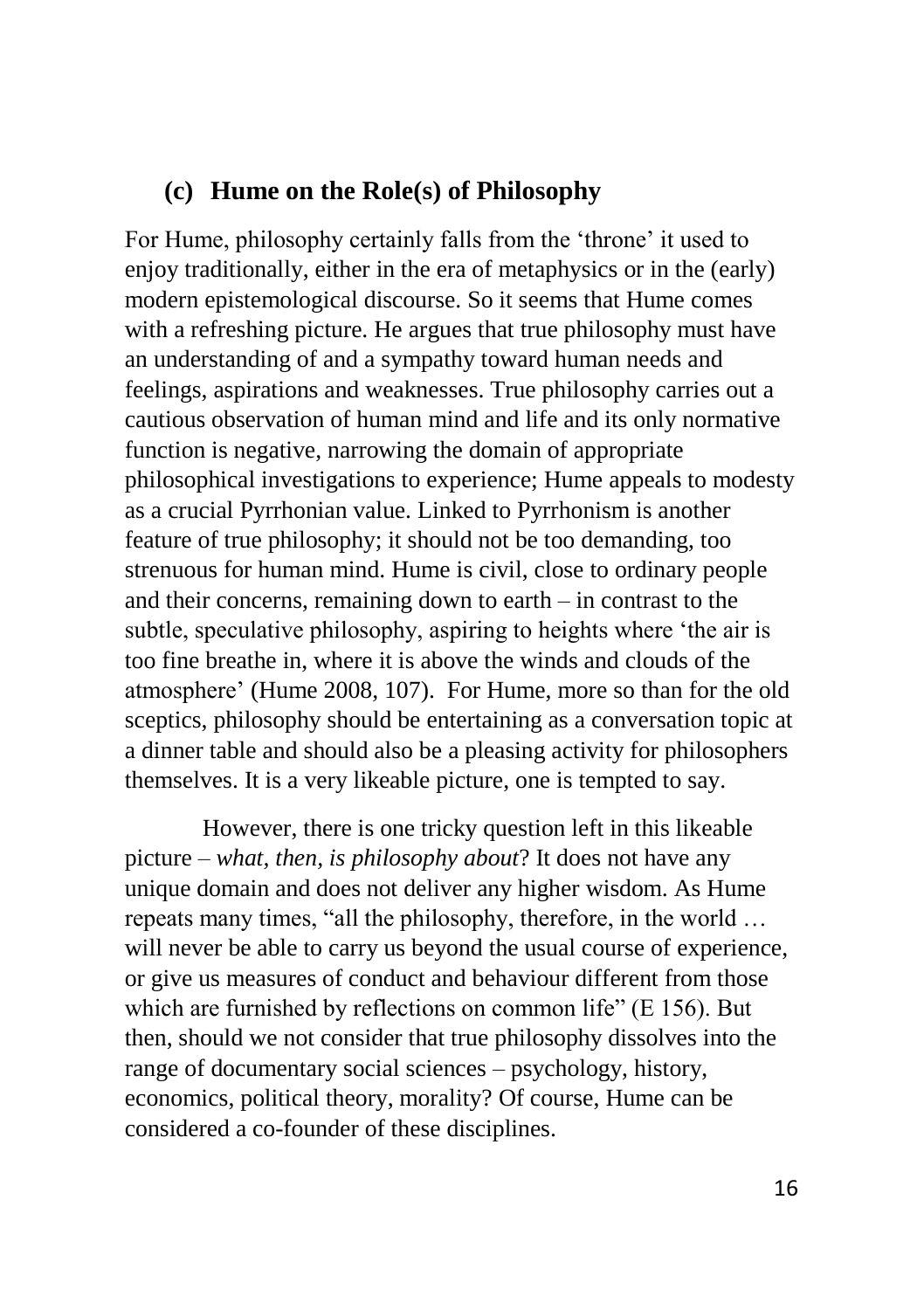## (c) Hume on the Role(s) of Philosophy

For Hume, philosophy certainly falls from the 'throne' it used to enjoy traditionally, either in the era of metaphysics or in the (early) modern epistemological discourse. So it seems that Hume comes with a refreshing picture. He argues that true philosophy must have an understanding of and a sympathy toward human needs and feelings, aspirations and weaknesses. True philosophy carries out a cautious observation of human mind and life and its only normative function is negative, narrowing the domain of appropriate philosophical investigations to experience; Hume appeals to modesty as a crucial Pyrrhonian value. Linked to Pyrrhonism is another feature of true philosophy; it should not be too demanding, too strenuous for human mind. Hume is civil, close to ordinary people and their concerns, remaining down to earth – in contrast to the subtle, speculative philosophy, aspiring to heights where 'the air is too fine breathe in, where it is above the winds and clouds of the atmosphere' (Hume 2008, 107). For Hume, more so than for the old sceptics, philosophy should be entertaining as a conversation topic at a dinner table and should also be a pleasing activity for philosophers themselves. It is a very likeable picture, one is tempted to say.

However, there is one tricky question left in this likeable picture – *what, then, is philosophy about*? It does not have any unique domain and does not deliver any higher wisdom. As Hume repeats many times, "all the philosophy, therefore, in the world … will never be able to carry us beyond the usual course of experience, or give us measures of conduct and behaviour different from those which are furnished by reflections on common life" (E 156). But then, should we not consider that true philosophy dissolves into the range of documentary social sciences – psychology, history, economics, political theory, morality? Of course, Hume can be considered a co-founder of these disciplines.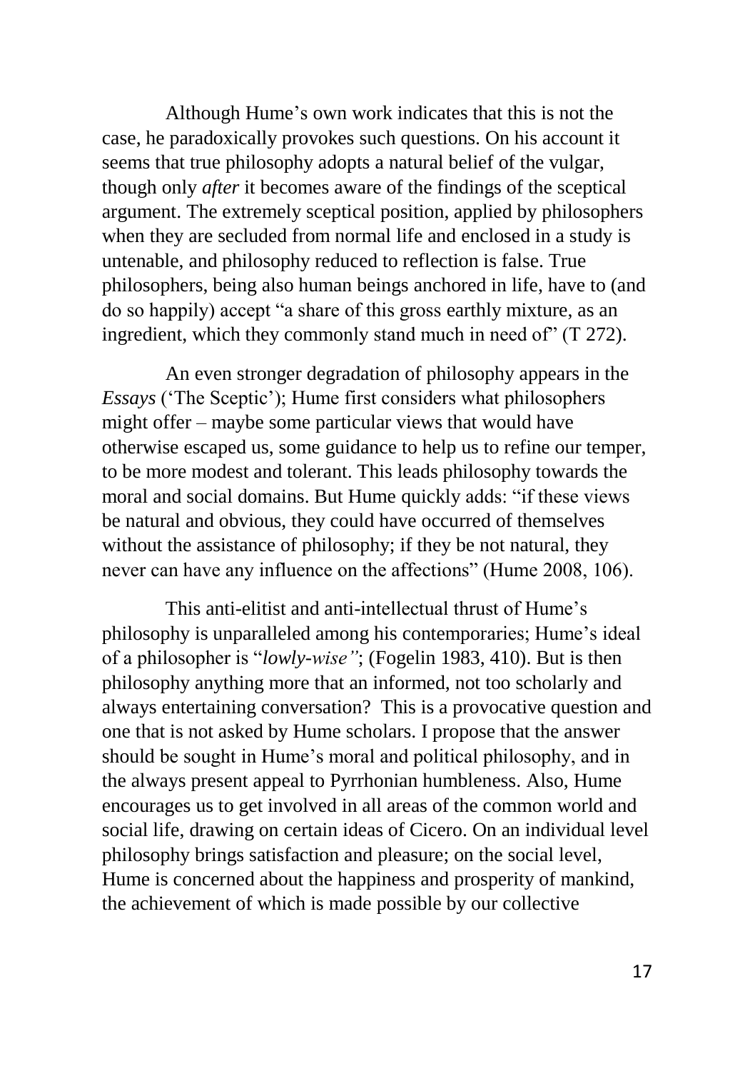Although Hume's own work indicates that this is not the case, he paradoxically provokes such questions. On his account it seems that true philosophy adopts a natural belief of the vulgar, though only *after* it becomes aware of the findings of the sceptical argument. The extremely sceptical position, applied by philosophers when they are secluded from normal life and enclosed in a study is untenable, and philosophy reduced to reflection is false. True philosophers, being also human beings anchored in life, have to (and do so happily) accept "a share of this gross earthly mixture, as an ingredient, which they commonly stand much in need of" (T 272).

An even stronger degradation of philosophy appears in the *Essays* ('The Sceptic'); Hume first considers what philosophers might offer – maybe some particular views that would have otherwise escaped us, some guidance to help us to refine our temper, to be more modest and tolerant. This leads philosophy towards the moral and social domains. But Hume quickly adds: "if these views be natural and obvious, they could have occurred of themselves without the assistance of philosophy; if they be not natural, they never can have any influence on the affections" (Hume 2008, 106).

This anti-elitist and anti-intellectual thrust of Hume's philosophy is unparalleled among his contemporaries; Hume's ideal of a philosopher is "*lowly-wise"*; (Fogelin 1983, 410). But is then philosophy anything more that an informed, not too scholarly and always entertaining conversation? This is a provocative question and one that is not asked by Hume scholars. I propose that the answer should be sought in Hume's moral and political philosophy, and in the always present appeal to Pyrrhonian humbleness. Also, Hume encourages us to get involved in all areas of the common world and social life, drawing on certain ideas of Cicero. On an individual level philosophy brings satisfaction and pleasure; on the social level, Hume is concerned about the happiness and prosperity of mankind, the achievement of which is made possible by our collective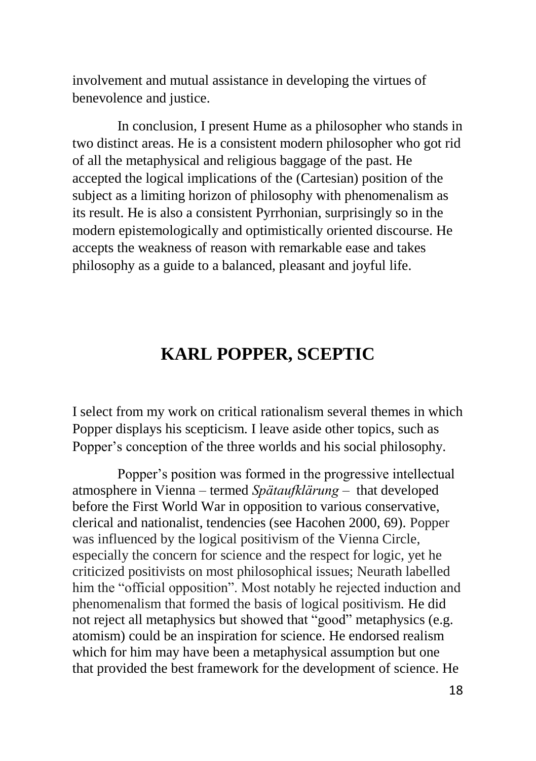involvement and mutual assistance in developing the virtues of benevolence and justice.

In conclusion, I present Hume as a philosopher who stands in two distinct areas. He is a consistent modern philosopher who got rid of all the metaphysical and religious baggage of the past. He accepted the logical implications of the (Cartesian) position of the subject as a limiting horizon of philosophy with phenomenalism as its result. He is also a consistent Pyrrhonian, surprisingly so in the modern epistemologically and optimistically oriented discourse. He accepts the weakness of reason with remarkable ease and takes philosophy as a guide to a balanced, pleasant and joyful life.

## KARL POPPER, SCEPTIC

I select from my work on critical rationalism several themes in which Popper displays his scepticism. I leave aside other topics, such as Popper's conception of the three worlds and his social philosophy.

Popper's position was formed in the progressive intellectual atmosphere in Vienna – termed *Spätaufklärung* – that developed before the First World War in opposition to various conservative, clerical and nationalist, tendencies (see Hacohen 2000, 69). Popper was influenced by the logical positivism of the Vienna Circle, especially the concern for science and the respect for logic, yet he criticized positivists on most philosophical issues; Neurath labelled him the "official opposition". Most notably he rejected induction and phenomenalism that formed the basis of logical positivism. He did not reject all metaphysics but showed that "good" metaphysics (e.g. atomism) could be an inspiration for science. He endorsed realism which for him may have been a metaphysical assumption but one that provided the best framework for the development of science. He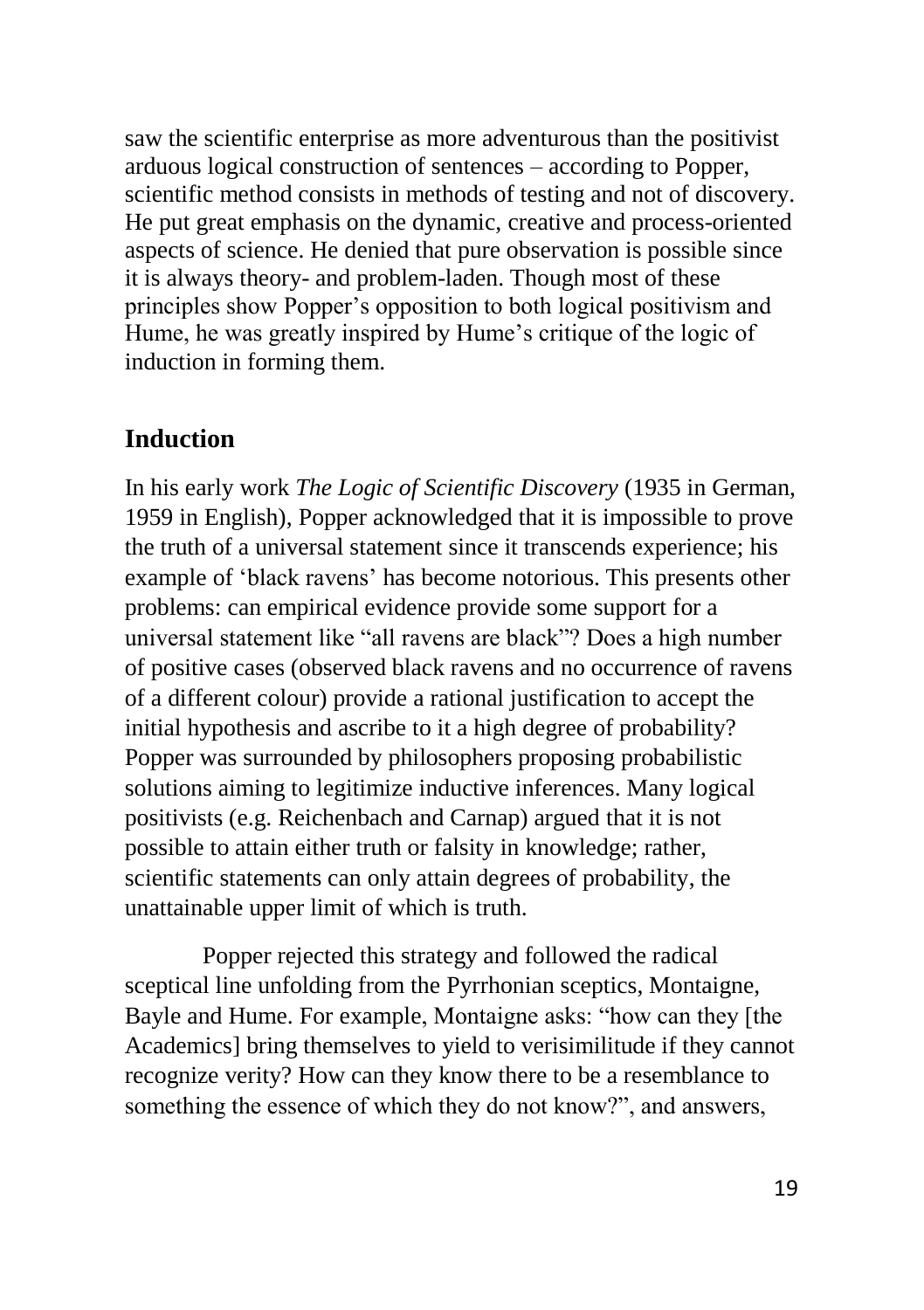saw the scientific enterprise as more adventurous than the positivist arduous logical construction of sentences – according to Popper, scientific method consists in methods of testing and not of discovery. He put great emphasis on the dynamic, creative and process-oriented aspects of science. He denied that pure observation is possible since it is always theory- and problem-laden. Though most of these principles show Popper's opposition to both logical positivism and Hume, he was greatly inspired by Hume's critique of the logic of induction in forming them.

## Induction

In his early work *The Logic of Scientific Discovery* (1935 in German, 1959 in English), Popper acknowledged that it is impossible to prove the truth of a universal statement since it transcends experience; his example of 'black ravens' has become notorious. This presents other problems: can empirical evidence provide some support for a universal statement like "all ravens are black"? Does a high number of positive cases (observed black ravens and no occurrence of ravens of a different colour) provide a rational justification to accept the initial hypothesis and ascribe to it a high degree of probability? Popper was surrounded by philosophers proposing probabilistic solutions aiming to legitimize inductive inferences. Many logical positivists (e.g. Reichenbach and Carnap) argued that it is not possible to attain either truth or falsity in knowledge; rather, scientific statements can only attain degrees of probability, the unattainable upper limit of which is truth.

Popper rejected this strategy and followed the radical sceptical line unfolding from the Pyrrhonian sceptics, Montaigne, Bayle and Hume. For example, Montaigne asks: "how can they [the Academics] bring themselves to yield to verisimilitude if they cannot recognize verity? How can they know there to be a resemblance to something the essence of which they do not know?", and answers,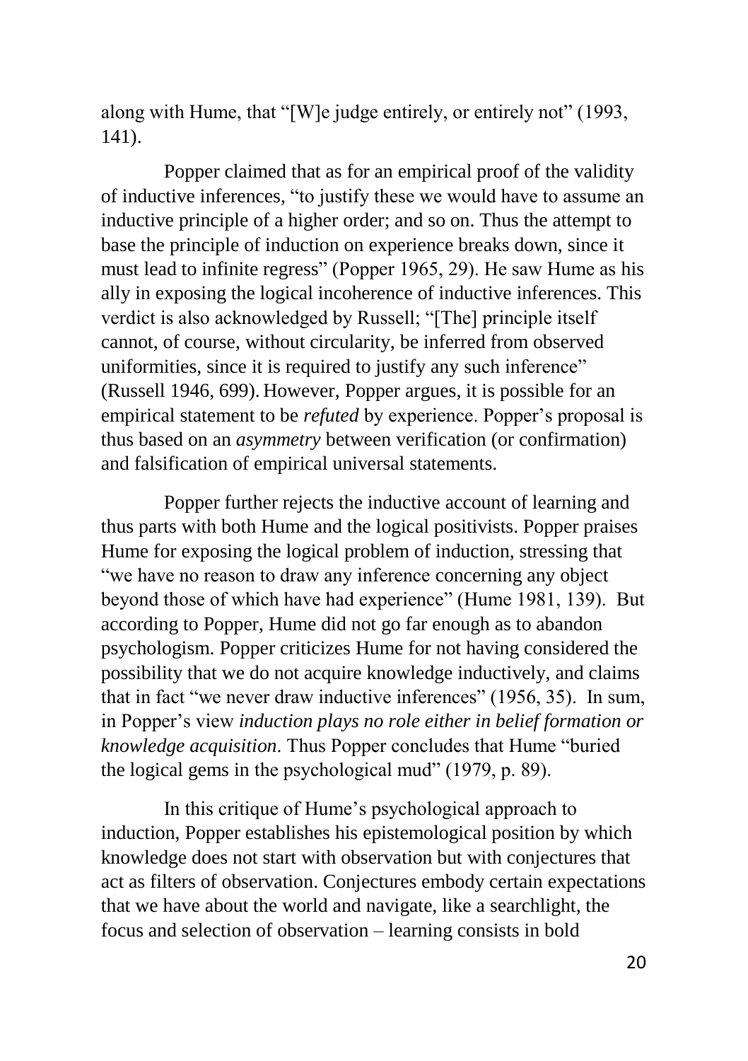along with Hume, that "[W]e judge entirely, or entirely not" (1993, 141).

Popper claimed that as for an empirical proof of the validity of inductive inferences, "to justify these we would have to assume an inductive principle of a higher order; and so on. Thus the attempt to base the principle of induction on experience breaks down, since it must lead to infinite regress" (Popper 1965, 29). He saw Hume as his ally in exposing the logical incoherence of inductive inferences. This verdict is also acknowledged by Russell; "[The] principle itself cannot, of course, without circularity, be inferred from observed uniformities, since it is required to justify any such inference" (Russell 1946, 699). However, Popper argues, it is possible for an empirical statement to be *refuted* by experience. Popper's proposal is thus based on an *asymmetry* between verification (or confirmation) and falsification of empirical universal statements.

Popper further rejects the inductive account of learning and thus parts with both Hume and the logical positivists. Popper praises Hume for exposing the logical problem of induction, stressing that "we have no reason to draw any inference concerning any object beyond those of which have had experience" (Hume 1981, 139). But according to Popper, Hume did not go far enough as to abandon psychologism. Popper criticizes Hume for not having considered the possibility that we do not acquire knowledge inductively, and claims that in fact "we never draw inductive inferences" (1956, 35). In sum, in Popper's view *induction plays no role either in belief formation or knowledge acquisition*. Thus Popper concludes that Hume "buried the logical gems in the psychological mud" (1979, p. 89).

In this critique of Hume's psychological approach to induction, Popper establishes his epistemological position by which knowledge does not start with observation but with conjectures that act as filters of observation. Conjectures embody certain expectations that we have about the world and navigate, like a searchlight, the focus and selection of observation – learning consists in bold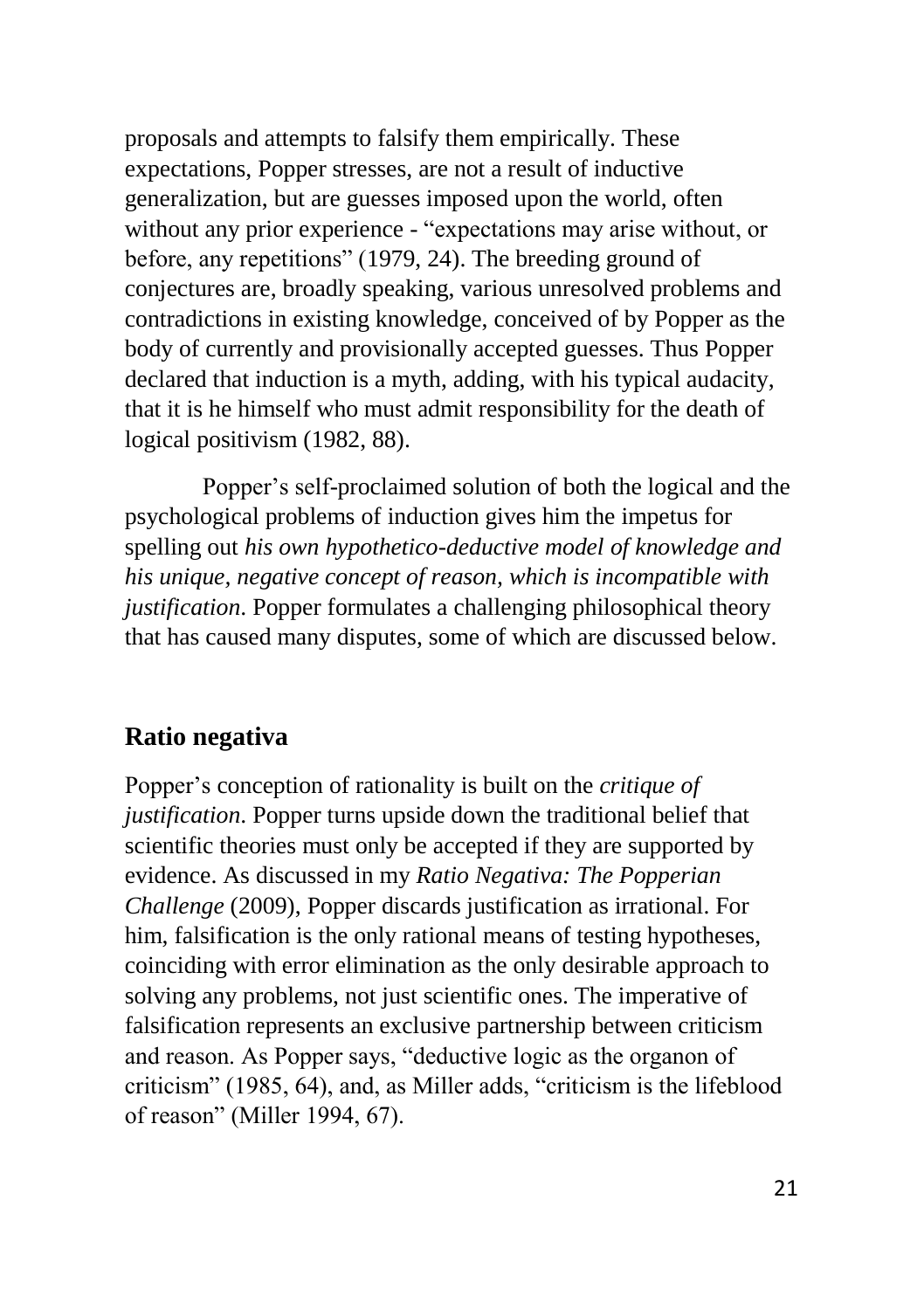proposals and attempts to falsify them empirically. These expectations, Popper stresses, are not a result of inductive generalization, but are guesses imposed upon the world, often without any prior experience - “expectations may arise without, or before, any repetitions” (1979, 24). The breeding ground of conjectures are, broadly speaking, various unresolved problems and contradictions in existing knowledge, conceived of by Popper as the body of currently and provisionally accepted guesses. Thus Popper declared that induction is a myth, adding, with his typical audacity, that it is he himself who must admit responsibility for the death of logical positivism (1982, 88).

Popper’s self-proclaimed solution of both the logical and the psychological problems of induction gives him the impetus for spelling out *his own hypothetico-deductive model of knowledge and his unique, negative concept of reason, which is incompatible with justification*. Popper formulates a challenging philosophical theory that has caused many disputes, some of which are discussed below.

## Ratio negativa

Popper’s conception of rationality is built on the *critique of justification*. Popper turns upside down the traditional belief that scientific theories must only be accepted if they are supported by evidence. As discussed in my *Ratio Negativa: The Popperian Challenge* (2009), Popper discards justification as irrational. For him, falsification is the only rational means of testing hypotheses, coinciding with error elimination as the only desirable approach to solving any problems, not just scientific ones. The imperative of falsification represents an exclusive partnership between criticism and reason. As Popper says, “deductive logic as the organon of criticism” (1985, 64), and, as Miller adds, “criticism is the lifeblood of reason” (Miller 1994, 67).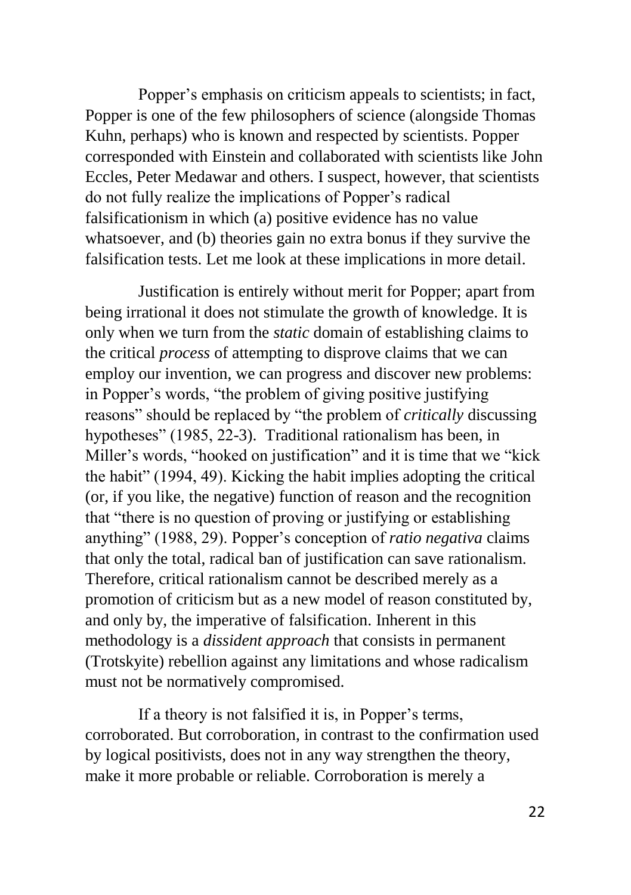Popper's emphasis on criticism appeals to scientists; in fact, Popper is one of the few philosophers of science (alongside Thomas Kuhn, perhaps) who is known and respected by scientists. Popper corresponded with Einstein and collaborated with scientists like John Eccles, Peter Medawar and others. I suspect, however, that scientists do not fully realize the implications of Popper's radical falsificationism in which (a) positive evidence has no value whatsoever, and (b) theories gain no extra bonus if they survive the falsification tests. Let me look at these implications in more detail.

Justification is entirely without merit for Popper; apart from being irrational it does not stimulate the growth of knowledge. It is only when we turn from the *static* domain of establishing claims to the critical *process* of attempting to disprove claims that we can employ our invention, we can progress and discover new problems: in Popper's words, "the problem of giving positive justifying reasons" should be replaced by "the problem of *critically* discussing hypotheses" (1985, 22-3). Traditional rationalism has been, in Miller's words, "hooked on justification" and it is time that we "kick the habit" (1994, 49). Kicking the habit implies adopting the critical (or, if you like, the negative) function of reason and the recognition that "there is no question of proving or justifying or establishing anything" (1988, 29). Popper's conception of *ratio negativa* claims that only the total, radical ban of justification can save rationalism. Therefore, critical rationalism cannot be described merely as a promotion of criticism but as a new model of reason constituted by, and only by, the imperative of falsification. Inherent in this methodology is a *dissident approach* that consists in permanent (Trotskyite) rebellion against any limitations and whose radicalism must not be normatively compromised.

If a theory is not falsified it is, in Popper's terms, corroborated. But corroboration, in contrast to the confirmation used by logical positivists, does not in any way strengthen the theory, make it more probable or reliable. Corroboration is merely a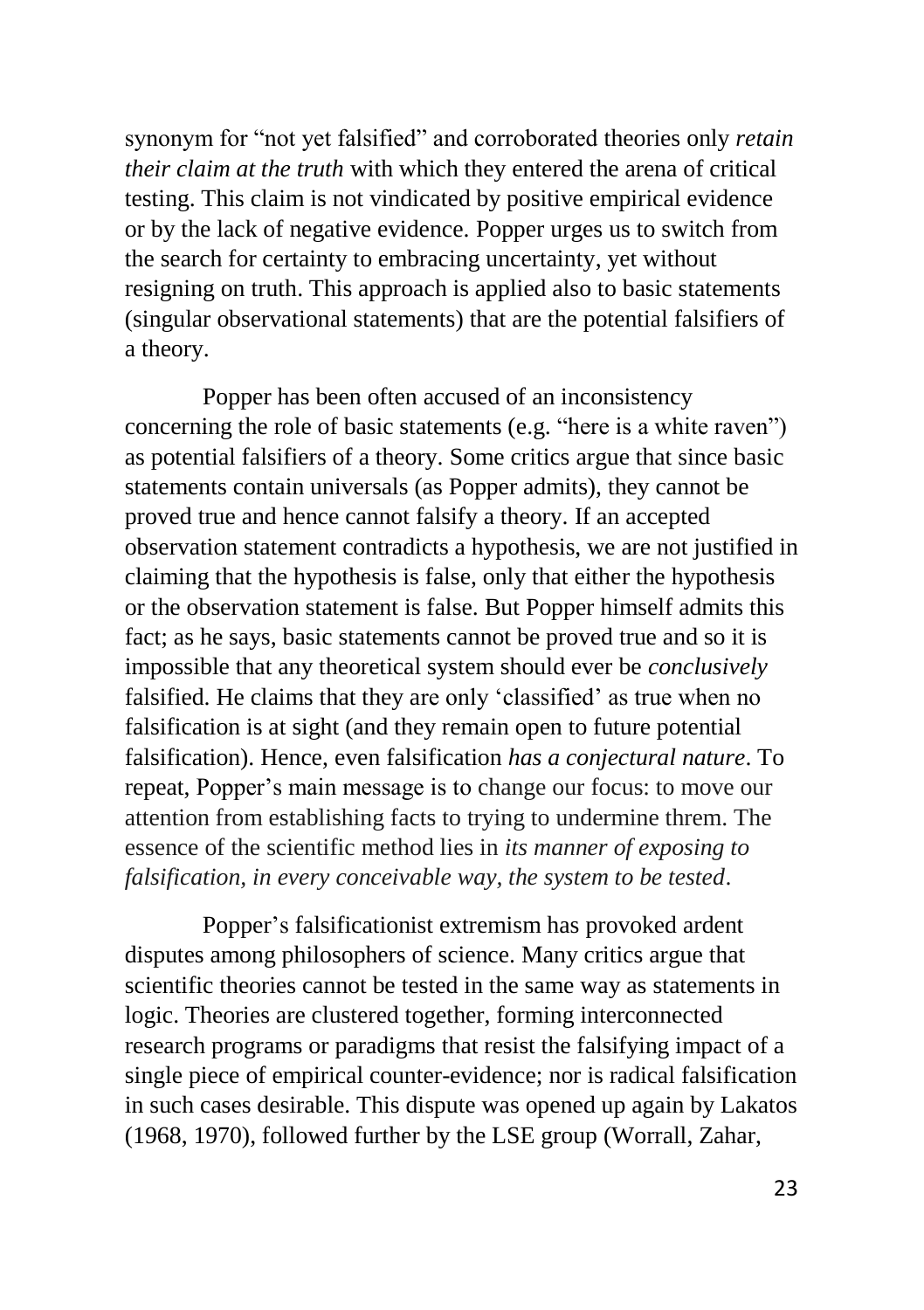synonym for "not yet falsified" and corroborated theories only *retain their claim at the truth* with which they entered the arena of critical testing. This claim is not vindicated by positive empirical evidence or by the lack of negative evidence. Popper urges us to switch from the search for certainty to embracing uncertainty, yet without resigning on truth. This approach is applied also to basic statements (singular observational statements) that are the potential falsifiers of a theory.

Popper has been often accused of an inconsistency concerning the role of basic statements (e.g. "here is a white raven") as potential falsifiers of a theory. Some critics argue that since basic statements contain universals (as Popper admits), they cannot be proved true and hence cannot falsify a theory. If an accepted observation statement contradicts a hypothesis, we are not justified in claiming that the hypothesis is false, only that either the hypothesis or the observation statement is false. But Popper himself admits this fact; as he says, basic statements cannot be proved true and so it is impossible that any theoretical system should ever be *conclusively* falsified. He claims that they are only 'classified' as true when no falsification is at sight (and they remain open to future potential falsification). Hence, even falsification *has a conjectural nature*. To repeat, Popper's main message is to change our focus: to move our attention from establishing facts to trying to undermine threm. The essence of the scientific method lies in *its manner of exposing to falsification, in every conceivable way, the system to be tested*.

Popper's falsificationist extremism has provoked ardent disputes among philosophers of science. Many critics argue that scientific theories cannot be tested in the same way as statements in logic. Theories are clustered together, forming interconnected research programs or paradigms that resist the falsifying impact of a single piece of empirical counter-evidence; nor is radical falsification in such cases desirable. This dispute was opened up again by Lakatos (1968, 1970), followed further by the LSE group (Worrall, Zahar,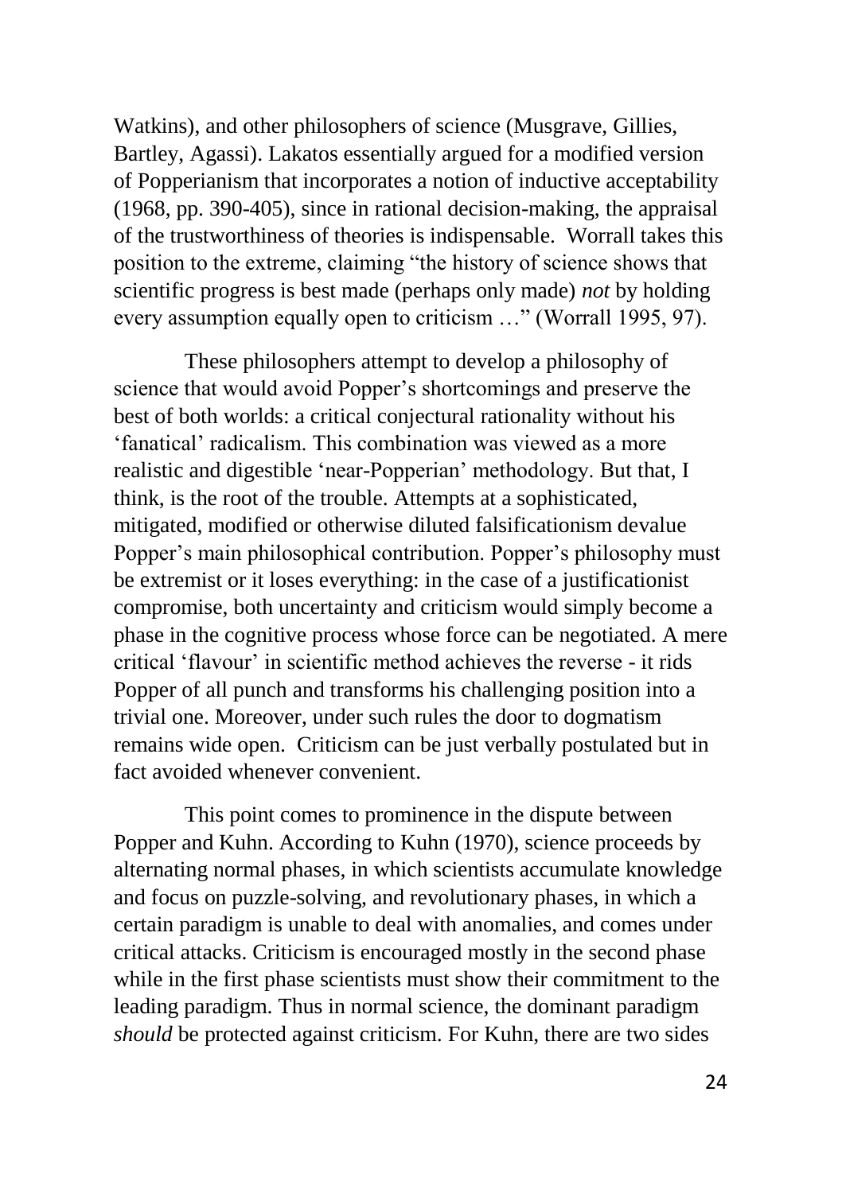Watkins), and other philosophers of science (Musgrave, Gillies, Bartley, Agassi). Lakatos essentially argued for a modified version of Popperianism that incorporates a notion of inductive acceptability (1968, pp. 390-405), since in rational decision-making, the appraisal of the trustworthiness of theories is indispensable. Worrall takes this position to the extreme, claiming "the history of science shows that scientific progress is best made (perhaps only made) *not* by holding every assumption equally open to criticism …" (Worrall 1995, 97).

These philosophers attempt to develop a philosophy of science that would avoid Popper's shortcomings and preserve the best of both worlds: a critical conjectural rationality without his 'fanatical' radicalism. This combination was viewed as a more realistic and digestible 'near-Popperian' methodology. But that, I think, is the root of the trouble. Attempts at a sophisticated, mitigated, modified or otherwise diluted falsificationism devalue Popper's main philosophical contribution. Popper's philosophy must be extremist or it loses everything: in the case of a justificationist compromise, both uncertainty and criticism would simply become a phase in the cognitive process whose force can be negotiated. A mere critical 'flavour' in scientific method achieves the reverse - it rids Popper of all punch and transforms his challenging position into a trivial one. Moreover, under such rules the door to dogmatism remains wide open. Criticism can be just verbally postulated but in fact avoided whenever convenient.

This point comes to prominence in the dispute between Popper and Kuhn. According to Kuhn (1970), science proceeds by alternating normal phases, in which scientists accumulate knowledge and focus on puzzle-solving, and revolutionary phases, in which a certain paradigm is unable to deal with anomalies, and comes under critical attacks. Criticism is encouraged mostly in the second phase while in the first phase scientists must show their commitment to the leading paradigm. Thus in normal science, the dominant paradigm *should* be protected against criticism. For Kuhn, there are two sides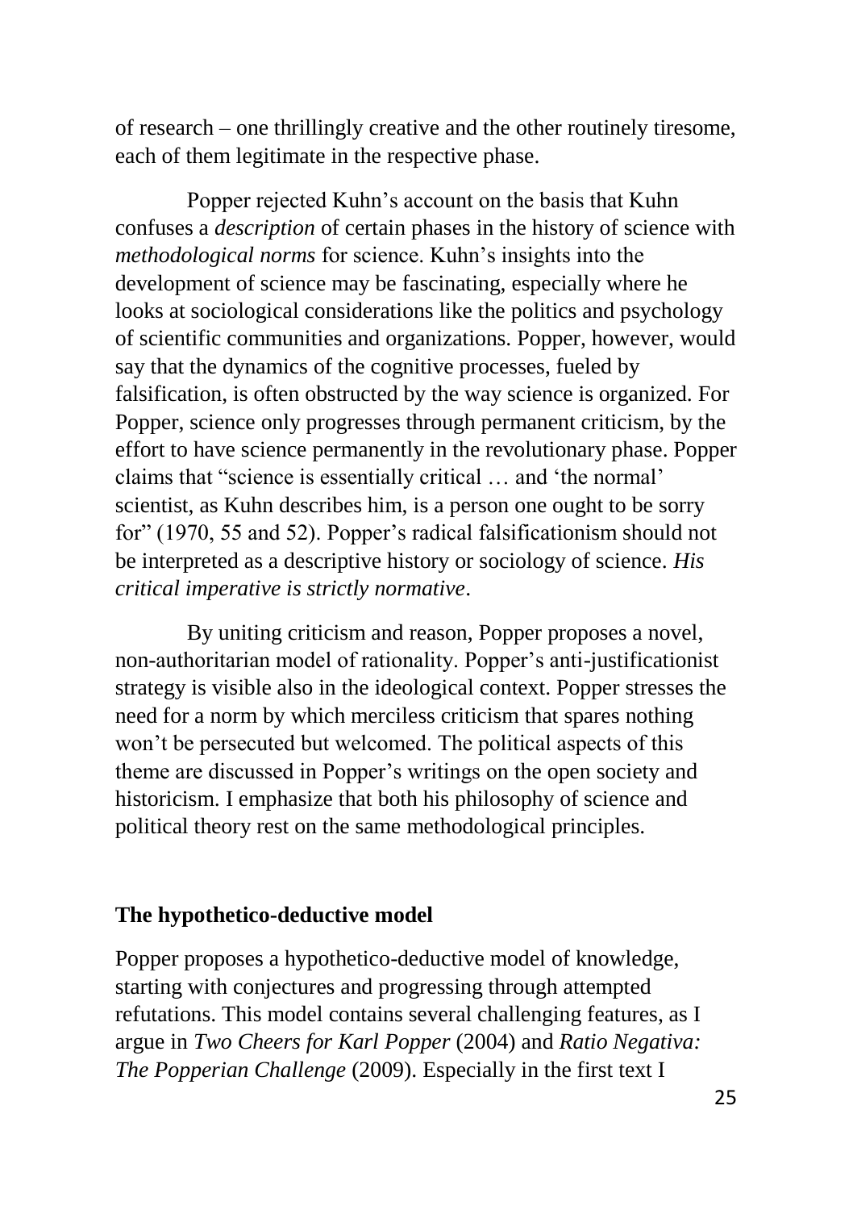of research – one thrillingly creative and the other routinely tiresome, each of them legitimate in the respective phase.

Popper rejected Kuhn's account on the basis that Kuhn confuses a *description* of certain phases in the history of science with *methodological norms* for science. Kuhn's insights into the development of science may be fascinating, especially where he looks at sociological considerations like the politics and psychology of scientific communities and organizations. Popper, however, would say that the dynamics of the cognitive processes, fueled by falsification, is often obstructed by the way science is organized. For Popper, science only progresses through permanent criticism, by the effort to have science permanently in the revolutionary phase. Popper claims that "science is essentially critical … and 'the normal' scientist, as Kuhn describes him, is a person one ought to be sorry for" (1970, 55 and 52). Popper's radical falsificationism should not be interpreted as a descriptive history or sociology of science. *His critical imperative is strictly normative*.

By uniting criticism and reason, Popper proposes a novel, non-authoritarian model of rationality. Popper's anti-justificationist strategy is visible also in the ideological context. Popper stresses the need for a norm by which merciless criticism that spares nothing won't be persecuted but welcomed. The political aspects of this theme are discussed in Popper's writings on the open society and historicism. I emphasize that both his philosophy of science and political theory rest on the same methodological principles.

## The hypothetico-deductive model

Popper proposes a hypothetico-deductive model of knowledge, starting with conjectures and progressing through attempted refutations. This model contains several challenging features, as I argue in *Two Cheers for Karl Popper* (2004) and *Ratio Negativa: The Popperian Challenge* (2009). Especially in the first text I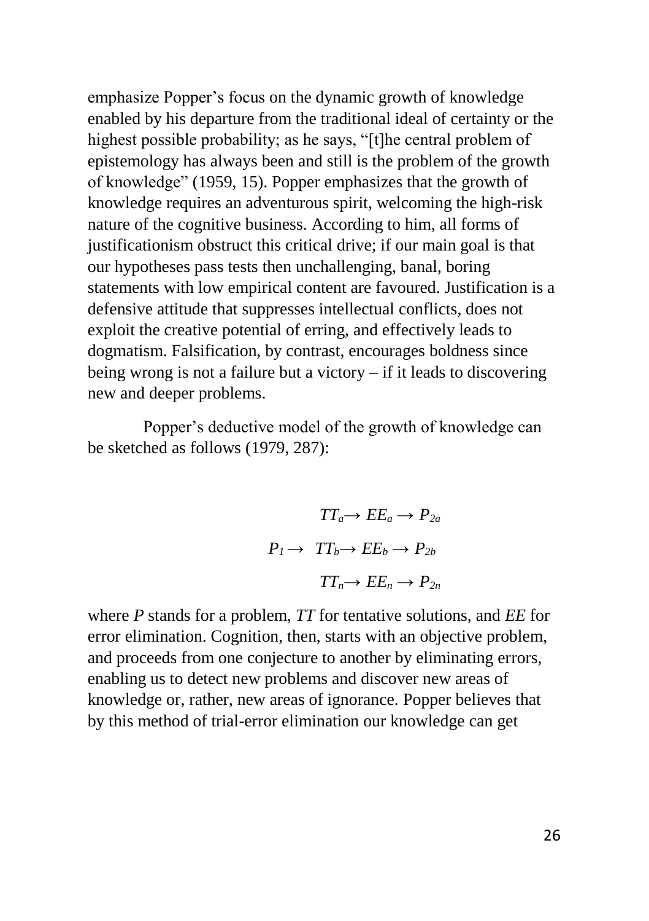emphasize Popper's focus on the dynamic growth of knowledge enabled by his departure from the traditional ideal of certainty or the highest possible probability; as he says, "[t]he central problem of epistemology has always been and still is the problem of the growth of knowledge" (1959, 15). Popper emphasizes that the growth of knowledge requires an adventurous spirit, welcoming the high-risk nature of the cognitive business. According to him, all forms of justificationism obstruct this critical drive; if our main goal is that our hypotheses pass tests then unchallenging, banal, boring statements with low empirical content are favoured. Justification is a defensive attitude that suppresses intellectual conflicts, does not exploit the creative potential of erring, and effectively leads to dogmatism. Falsification, by contrast, encourages boldness since being wrong is not a failure but a victory – if it leads to discovering new and deeper problems.

Popper's deductive model of the growth of knowledge can be sketched as follows (1979, 287):

$$
\begin{array}{l}
\qquad\;\; TT_a \rightarrow EE_a \rightarrow P_{2a} \\
P_1 \rightarrow TT_b \rightarrow EE_b \rightarrow P_{2b} \\
\qquad\;\; TT_n \rightarrow EE_n \rightarrow P_{2n}
\end{array}
$$

where *P* stands for a problem, *TT* for tentative solutions, and *EE* for error elimination. Cognition, then, starts with an objective problem, and proceeds from one conjecture to another by eliminating errors, enabling us to detect new problems and discover new areas of knowledge or, rather, new areas of ignorance. Popper believes that by this method of trial-error elimination our knowledge can get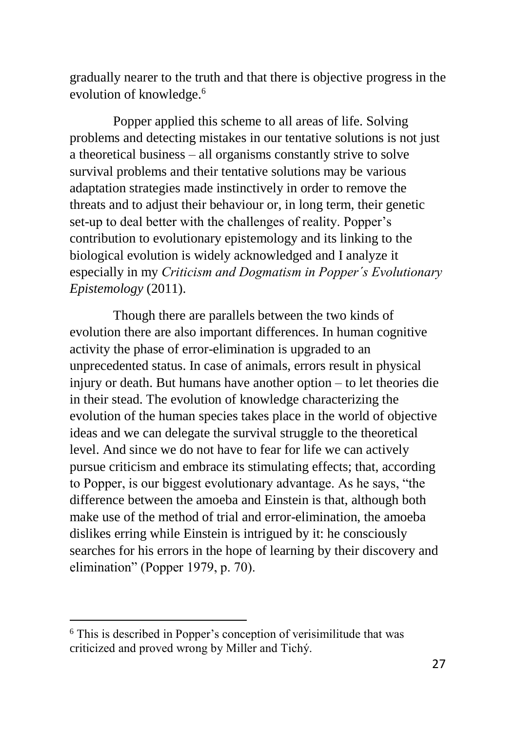gradually nearer to the truth and that there is objective progress in the evolution of knowledge.[6]

Popper applied this scheme to all areas of life. Solving problems and detecting mistakes in our tentative solutions is not just a theoretical business – all organisms constantly strive to solve survival problems and their tentative solutions may be various adaptation strategies made instinctively in order to remove the threats and to adjust their behaviour or, in long term, their genetic set-up to deal better with the challenges of reality. Popper's contribution to evolutionary epistemology and its linking to the biological evolution is widely acknowledged and I analyze it especially in my *Criticism and Dogmatism in Popper's Evolutionary Epistemology* (2011).

Though there are parallels between the two kinds of evolution there are also important differences. In human cognitive activity the phase of error-elimination is upgraded to an unprecedented status. In case of animals, errors result in physical injury or death. But humans have another option – to let theories die in their stead. The evolution of knowledge characterizing the evolution of the human species takes place in the world of objective ideas and we can delegate the survival struggle to the theoretical level. And since we do not have to fear for life we can actively pursue criticism and embrace its stimulating effects; that, according to Popper, is our biggest evolutionary advantage. As he says, "the difference between the amoeba and Einstein is that, although both make use of the method of trial and error-elimination, the amoeba dislikes erring while Einstein is intrigued by it: he consciously searches for his errors in the hope of learning by their discovery and elimination" (Popper 1979, p. 70).

---

[6] This is described in Popper's conception of verisimilitude that was criticized and proved wrong by Miller and Tichý.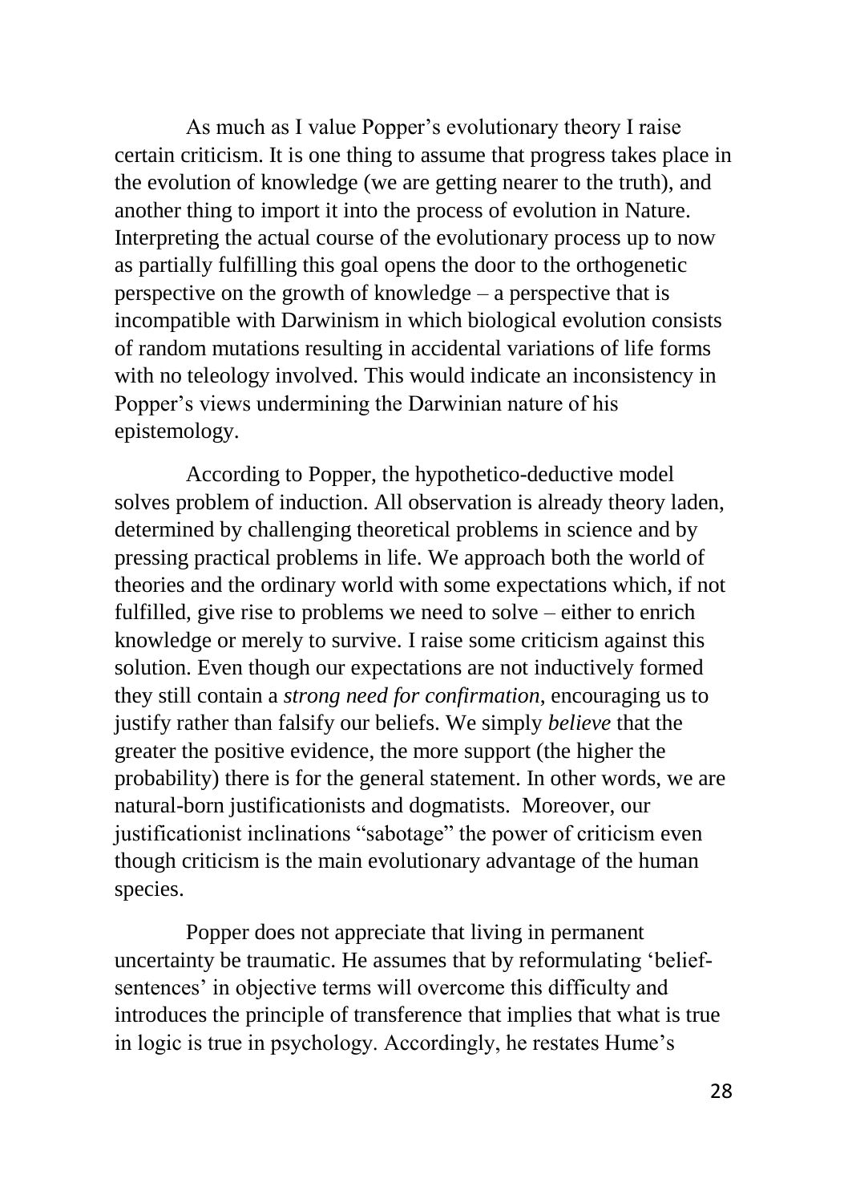As much as I value Popper's evolutionary theory I raise certain criticism. It is one thing to assume that progress takes place in the evolution of knowledge (we are getting nearer to the truth), and another thing to import it into the process of evolution in Nature. Interpreting the actual course of the evolutionary process up to now as partially fulfilling this goal opens the door to the orthogenetic perspective on the growth of knowledge – a perspective that is incompatible with Darwinism in which biological evolution consists of random mutations resulting in accidental variations of life forms with no teleology involved. This would indicate an inconsistency in Popper's views undermining the Darwinian nature of his epistemology.

According to Popper, the hypothetico-deductive model solves problem of induction. All observation is already theory laden, determined by challenging theoretical problems in science and by pressing practical problems in life. We approach both the world of theories and the ordinary world with some expectations which, if not fulfilled, give rise to problems we need to solve – either to enrich knowledge or merely to survive. I raise some criticism against this solution. Even though our expectations are not inductively formed they still contain a *strong need for confirmation*, encouraging us to justify rather than falsify our beliefs. We simply *believe* that the greater the positive evidence, the more support (the higher the probability) there is for the general statement. In other words, we are natural-born justificationists and dogmatists. Moreover, our justificationist inclinations "sabotage" the power of criticism even though criticism is the main evolutionary advantage of the human species.

Popper does not appreciate that living in permanent uncertainty be traumatic. He assumes that by reformulating 'belief-sentences' in objective terms will overcome this difficulty and introduces the principle of transference that implies that what is true in logic is true in psychology. Accordingly, he restates Hume's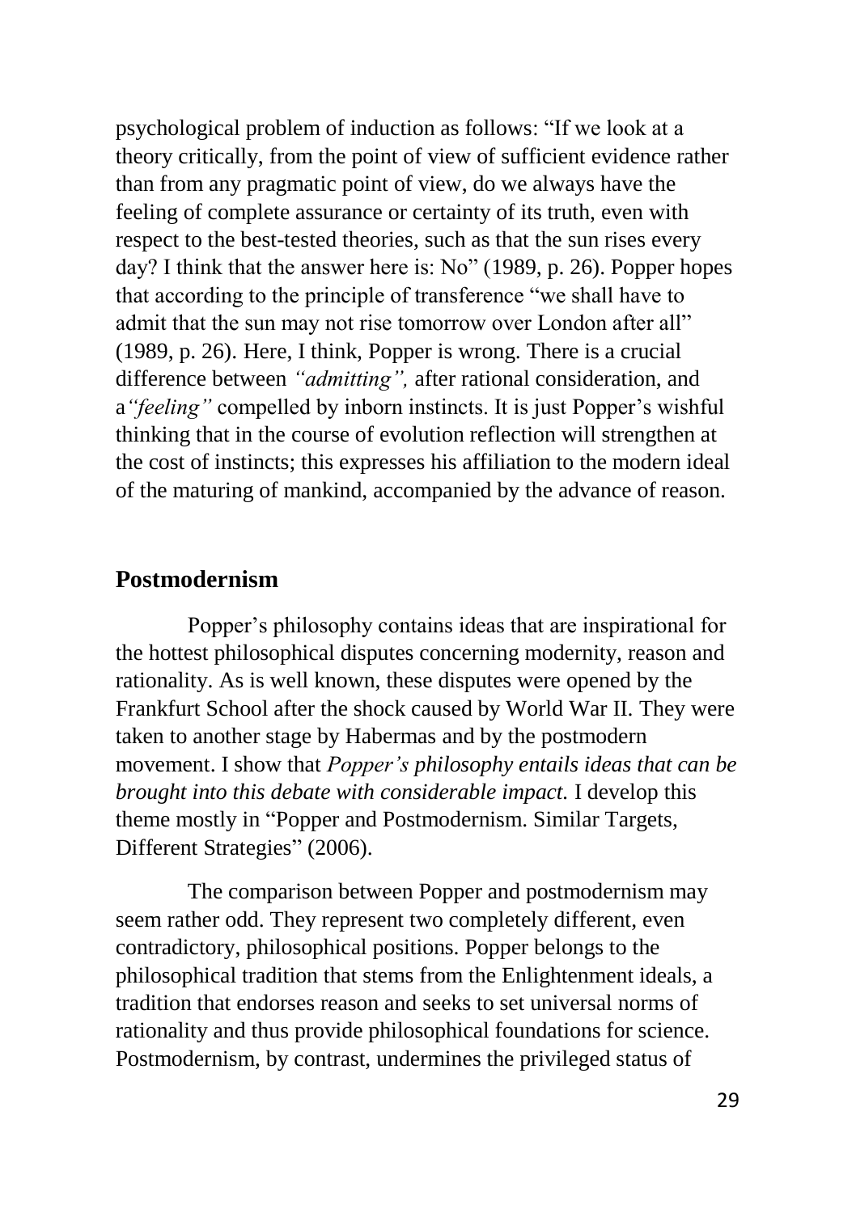psychological problem of induction as follows: "If we look at a theory critically, from the point of view of sufficient evidence rather than from any pragmatic point of view, do we always have the feeling of complete assurance or certainty of its truth, even with respect to the best-tested theories, such as that the sun rises every day? I think that the answer here is: No" (1989, p. 26). Popper hopes that according to the principle of transference "we shall have to admit that the sun may not rise tomorrow over London after all" (1989, p. 26). Here, I think, Popper is wrong. There is a crucial difference between *"admitting",* after rational consideration, and a*"feeling"* compelled by inborn instincts. It is just Popper's wishful thinking that in the course of evolution reflection will strengthen at the cost of instincts; this expresses his affiliation to the modern ideal of the maturing of mankind, accompanied by the advance of reason.

## Postmodernism

Popper's philosophy contains ideas that are inspirational for the hottest philosophical disputes concerning modernity, reason and rationality. As is well known, these disputes were opened by the Frankfurt School after the shock caused by World War II. They were taken to another stage by Habermas and by the postmodern movement. I show that *Popper's philosophy entails ideas that can be brought into this debate with considerable impact.* I develop this theme mostly in "Popper and Postmodernism. Similar Targets, Different Strategies" (2006).

The comparison between Popper and postmodernism may seem rather odd. They represent two completely different, even contradictory, philosophical positions. Popper belongs to the philosophical tradition that stems from the Enlightenment ideals, a tradition that endorses reason and seeks to set universal norms of rationality and thus provide philosophical foundations for science. Postmodernism, by contrast, undermines the privileged status of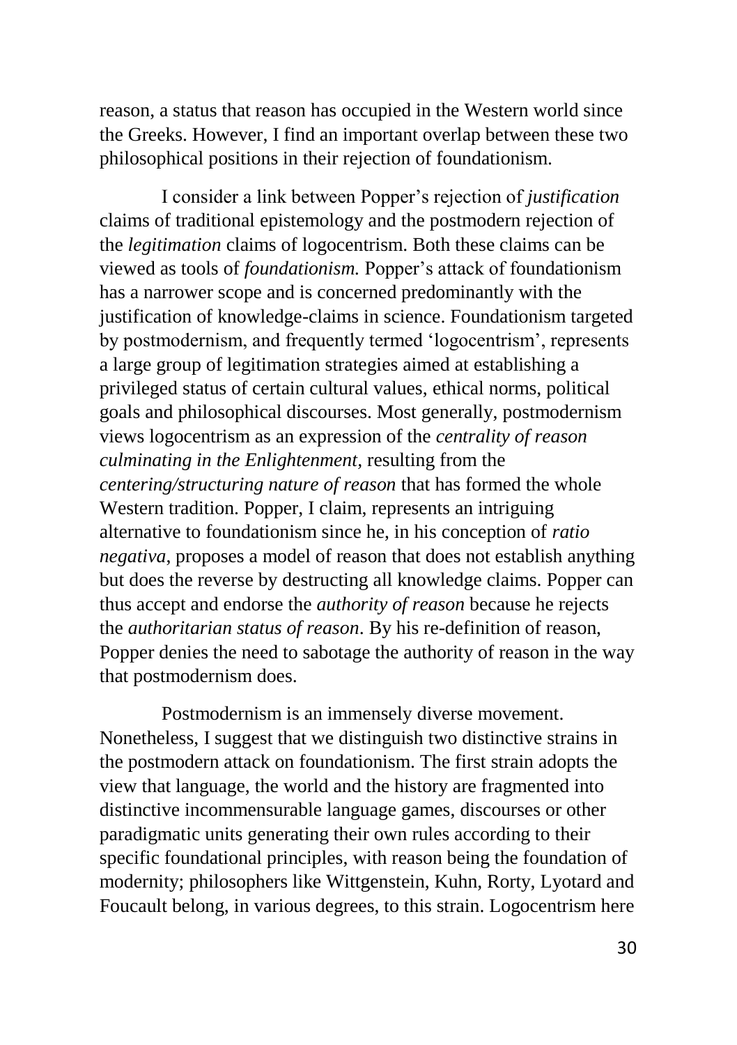reason, a status that reason has occupied in the Western world since the Greeks. However, I find an important overlap between these two philosophical positions in their rejection of foundationism.

I consider a link between Popper's rejection of *justification* claims of traditional epistemology and the postmodern rejection of the *legitimation* claims of logocentrism. Both these claims can be viewed as tools of *foundationism.* Popper's attack of foundationism has a narrower scope and is concerned predominantly with the justification of knowledge-claims in science. Foundationism targeted by postmodernism, and frequently termed 'logocentrism', represents a large group of legitimation strategies aimed at establishing a privileged status of certain cultural values, ethical norms, political goals and philosophical discourses. Most generally, postmodernism views logocentrism as an expression of the *centrality of reason culminating in the Enlightenment*, resulting from the *centering/structuring nature of reason* that has formed the whole Western tradition. Popper, I claim, represents an intriguing alternative to foundationism since he, in his conception of *ratio negativa*, proposes a model of reason that does not establish anything but does the reverse by destructing all knowledge claims. Popper can thus accept and endorse the *authority of reason* because he rejects the *authoritarian status of reason*. By his re-definition of reason, Popper denies the need to sabotage the authority of reason in the way that postmodernism does.

Postmodernism is an immensely diverse movement. Nonetheless, I suggest that we distinguish two distinctive strains in the postmodern attack on foundationism. The first strain adopts the view that language, the world and the history are fragmented into distinctive incommensurable language games, discourses or other paradigmatic units generating their own rules according to their specific foundational principles, with reason being the foundation of modernity; philosophers like Wittgenstein, Kuhn, Rorty, Lyotard and Foucault belong, in various degrees, to this strain. Logocentrism here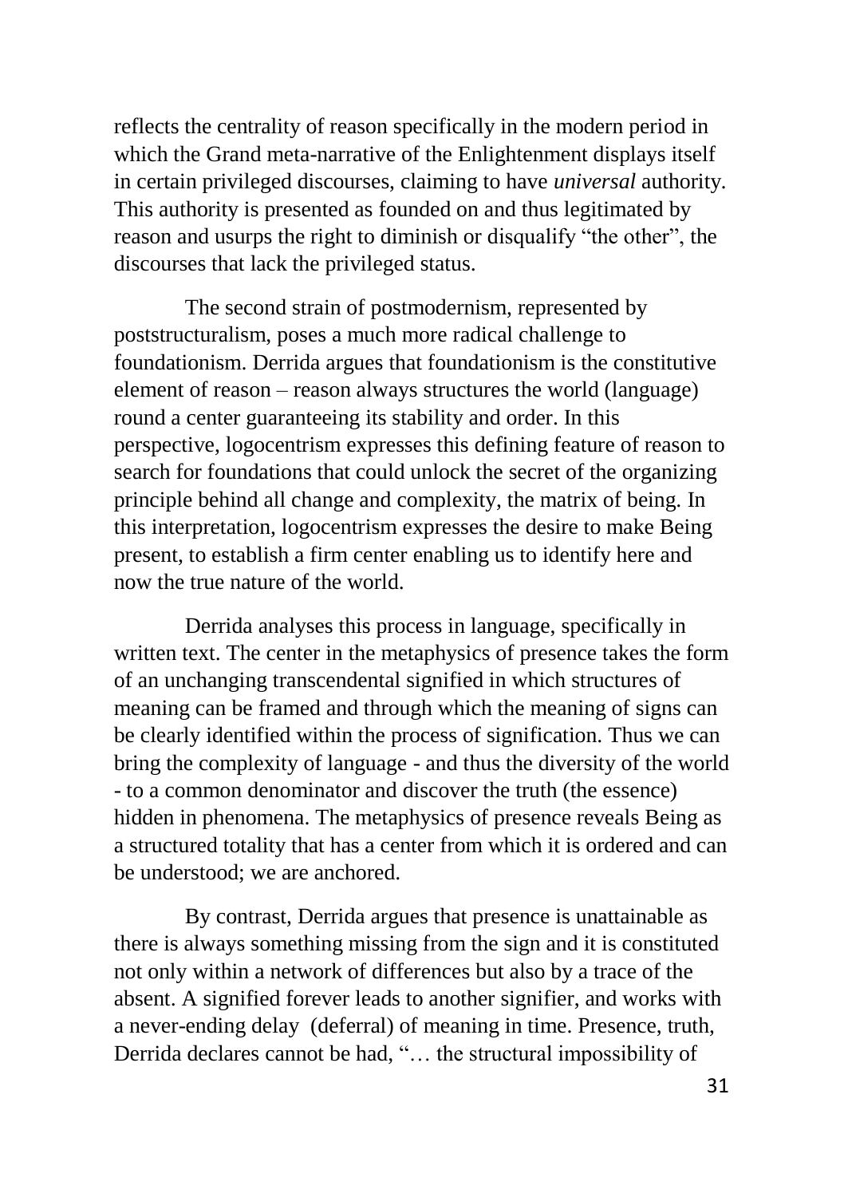reflects the centrality of reason specifically in the modern period in which the Grand meta-narrative of the Enlightenment displays itself in certain privileged discourses, claiming to have *universal* authority. This authority is presented as founded on and thus legitimated by reason and usurps the right to diminish or disqualify "the other", the discourses that lack the privileged status.

The second strain of postmodernism, represented by poststructuralism, poses a much more radical challenge to foundationism. Derrida argues that foundationism is the constitutive element of reason – reason always structures the world (language) round a center guaranteeing its stability and order. In this perspective, logocentrism expresses this defining feature of reason to search for foundations that could unlock the secret of the organizing principle behind all change and complexity, the matrix of being. In this interpretation, logocentrism expresses the desire to make Being present, to establish a firm center enabling us to identify here and now the true nature of the world.

Derrida analyses this process in language, specifically in written text. The center in the metaphysics of presence takes the form of an unchanging transcendental signified in which structures of meaning can be framed and through which the meaning of signs can be clearly identified within the process of signification. Thus we can bring the complexity of language - and thus the diversity of the world - to a common denominator and discover the truth (the essence) hidden in phenomena. The metaphysics of presence reveals Being as a structured totality that has a center from which it is ordered and can be understood; we are anchored.

By contrast, Derrida argues that presence is unattainable as there is always something missing from the sign and it is constituted not only within a network of differences but also by a trace of the absent. A signified forever leads to another signifier, and works with a never-ending delay (deferral) of meaning in time. Presence, truth, Derrida declares cannot be had, "… the structural impossibility of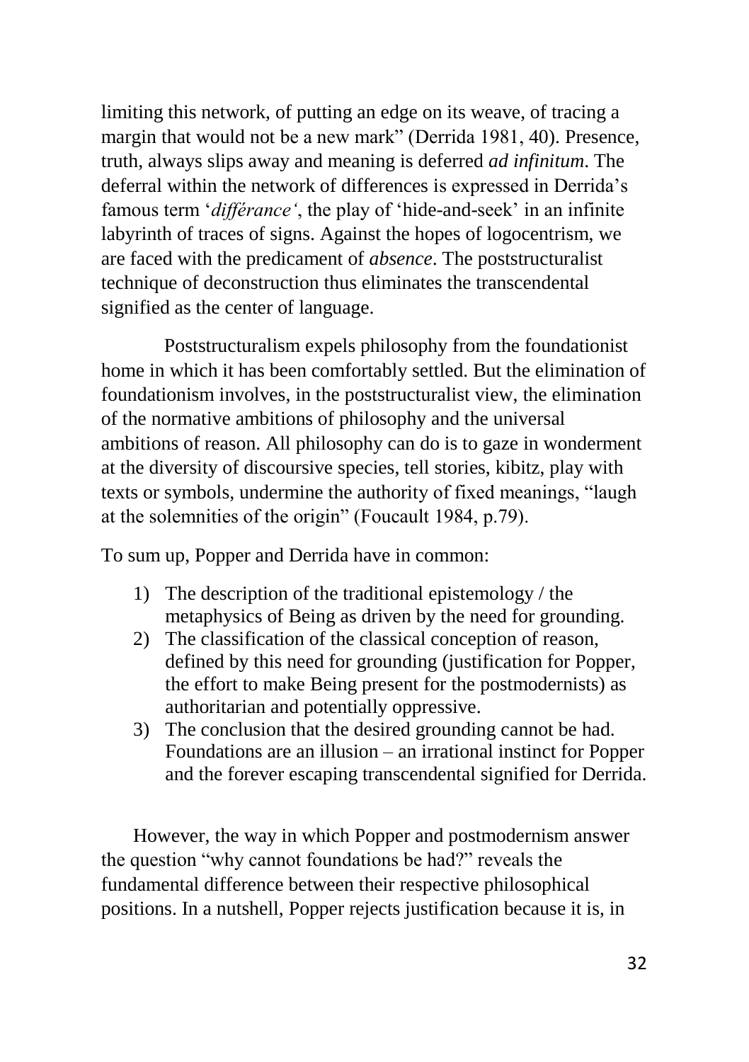limiting this network, of putting an edge on its weave, of tracing a margin that would not be a new mark" (Derrida 1981, 40). Presence, truth, always slips away and meaning is deferred *ad infinitum*. The deferral within the network of differences is expressed in Derrida's famous term '*différance*', the play of 'hide-and-seek' in an infinite labyrinth of traces of signs. Against the hopes of logocentrism, we are faced with the predicament of *absence*. The poststructuralist technique of deconstruction thus eliminates the transcendental signified as the center of language.

Poststructuralism expels philosophy from the foundationist home in which it has been comfortably settled. But the elimination of foundationism involves, in the poststructuralist view, the elimination of the normative ambitions of philosophy and the universal ambitions of reason. All philosophy can do is to gaze in wonderment at the diversity of discoursive species, tell stories, kibitz, play with texts or symbols, undermine the authority of fixed meanings, "laugh at the solemnities of the origin" (Foucault 1984, p.79).

To sum up, Popper and Derrida have in common:

1) The description of the traditional epistemology / the metaphysics of Being as driven by the need for grounding.
2) The classification of the classical conception of reason, defined by this need for grounding (justification for Popper, the effort to make Being present for the postmodernists) as authoritarian and potentially oppressive.
3) The conclusion that the desired grounding cannot be had. Foundations are an illusion – an irrational instinct for Popper and the forever escaping transcendental signified for Derrida.

However, the way in which Popper and postmodernism answer the question "why cannot foundations be had?" reveals the fundamental difference between their respective philosophical positions. In a nutshell, Popper rejects justification because it is, in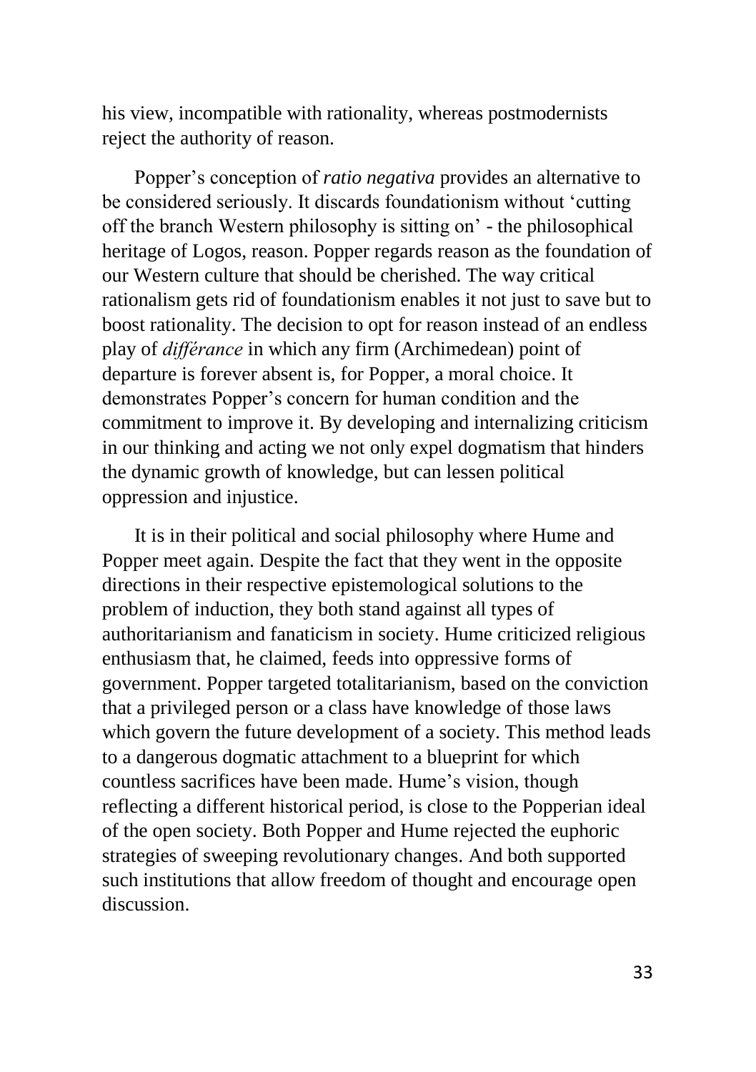his view, incompatible with rationality, whereas postmodernists reject the authority of reason.

Popper's conception of *ratio negativa* provides an alternative to be considered seriously. It discards foundationism without 'cutting off the branch Western philosophy is sitting on' - the philosophical heritage of Logos, reason. Popper regards reason as the foundation of our Western culture that should be cherished. The way critical rationalism gets rid of foundationism enables it not just to save but to boost rationality. The decision to opt for reason instead of an endless play of *différance* in which any firm (Archimedean) point of departure is forever absent is, for Popper, a moral choice. It demonstrates Popper's concern for human condition and the commitment to improve it. By developing and internalizing criticism in our thinking and acting we not only expel dogmatism that hinders the dynamic growth of knowledge, but can lessen political oppression and injustice.

It is in their political and social philosophy where Hume and Popper meet again. Despite the fact that they went in the opposite directions in their respective epistemological solutions to the problem of induction, they both stand against all types of authoritarianism and fanaticism in society. Hume criticized religious enthusiasm that, he claimed, feeds into oppressive forms of government. Popper targeted totalitarianism, based on the conviction that a privileged person or a class have knowledge of those laws which govern the future development of a society. This method leads to a dangerous dogmatic attachment to a blueprint for which countless sacrifices have been made. Hume's vision, though reflecting a different historical period, is close to the Popperian ideal of the open society. Both Popper and Hume rejected the euphoric strategies of sweeping revolutionary changes. And both supported such institutions that allow freedom of thought and encourage open discussion.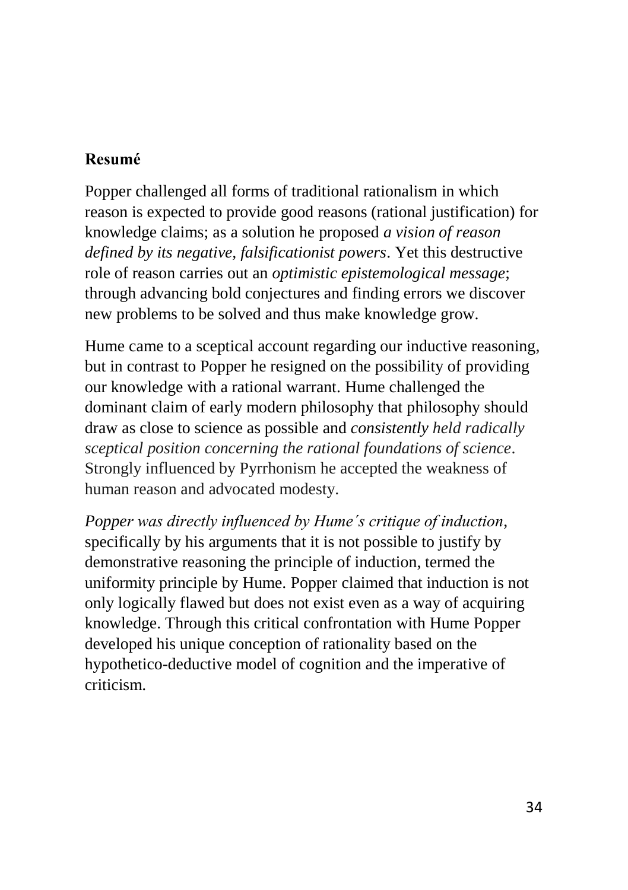## Resumé

Popper challenged all forms of traditional rationalism in which reason is expected to provide good reasons (rational justification) for knowledge claims; as a solution he proposed *a vision of reason defined by its negative, falsificationist powers*. Yet this destructive role of reason carries out an *optimistic epistemological message*; through advancing bold conjectures and finding errors we discover new problems to be solved and thus make knowledge grow.

Hume came to a sceptical account regarding our inductive reasoning, but in contrast to Popper he resigned on the possibility of providing our knowledge with a rational warrant. Hume challenged the dominant claim of early modern philosophy that philosophy should draw as close to science as possible and *consistently held radically sceptical position concerning the rational foundations of science*. Strongly influenced by Pyrrhonism he accepted the weakness of human reason and advocated modesty.

*Popper was directly influenced by Hume´s critique of induction*, specifically by his arguments that it is not possible to justify by demonstrative reasoning the principle of induction, termed the uniformity principle by Hume. Popper claimed that induction is not only logically flawed but does not exist even as a way of acquiring knowledge. Through this critical confrontation with Hume Popper developed his unique conception of rationality based on the hypothetico-deductive model of cognition and the imperative of criticism.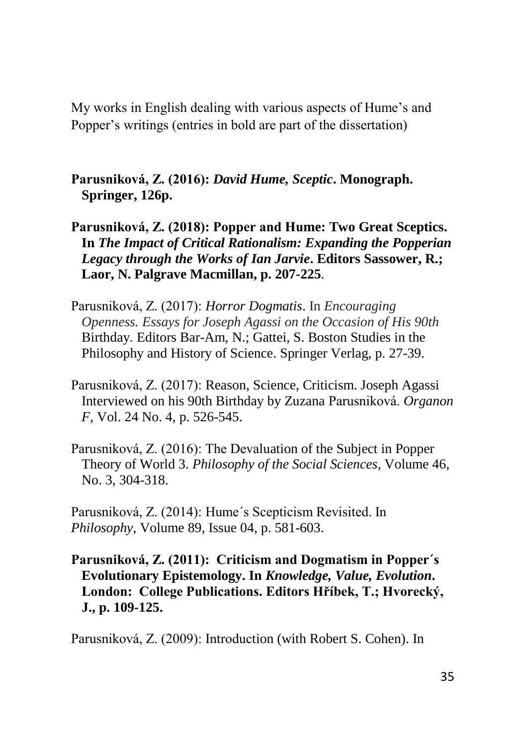My works in English dealing with various aspects of Hume's and Popper's writings (entries in bold are part of the dissertation)

**Parusniková, Z. (2016): *David Hume, Sceptic*. Monograph. Springer, 126p.**

**Parusniková, Z. (2018): Popper and Hume: Two Great Sceptics. In *The Impact of Critical Rationalism: Expanding the Popperian Legacy through the Works of Ian Jarvie*. Editors Sassower, R.; Laor, N. Palgrave Macmillan, p. 207-225**.

Parusniková, Z. (2017): *Horror Dogmatis*. In *Encouraging Openness. Essays for Joseph Agassi on the Occasion of His 90th* Birthday. Editors Bar-Am, N.; Gattei, S. Boston Studies in the Philosophy and History of Science. Springer Verlag, p. 27-39.

Parusniková, Z. (2017): Reason, Science, Criticism. Joseph Agassi Interviewed on his 90th Birthday by Zuzana Parusniková. *Organon F*, Vol. 24 No. 4, p. 526-545.

Parusniková, Z. (2016): The Devaluation of the Subject in Popper Theory of World 3. *Philosophy of the Social Sciences*, Volume 46, No. 3, 304-318.

Parusniková, Z. (2014): Hume´s Scepticism Revisited. In *Philosophy*, Volume 89, Issue 04, p. 581-603.

**Parusniková, Z. (2011): Criticism and Dogmatism in Popper´s Evolutionary Epistemology. In *Knowledge, Value, Evolution*. London: College Publications. Editors Hříbek, T.; Hvorecký, J., p. 109-125.**

Parusniková, Z. (2009): Introduction (with Robert S. Cohen). In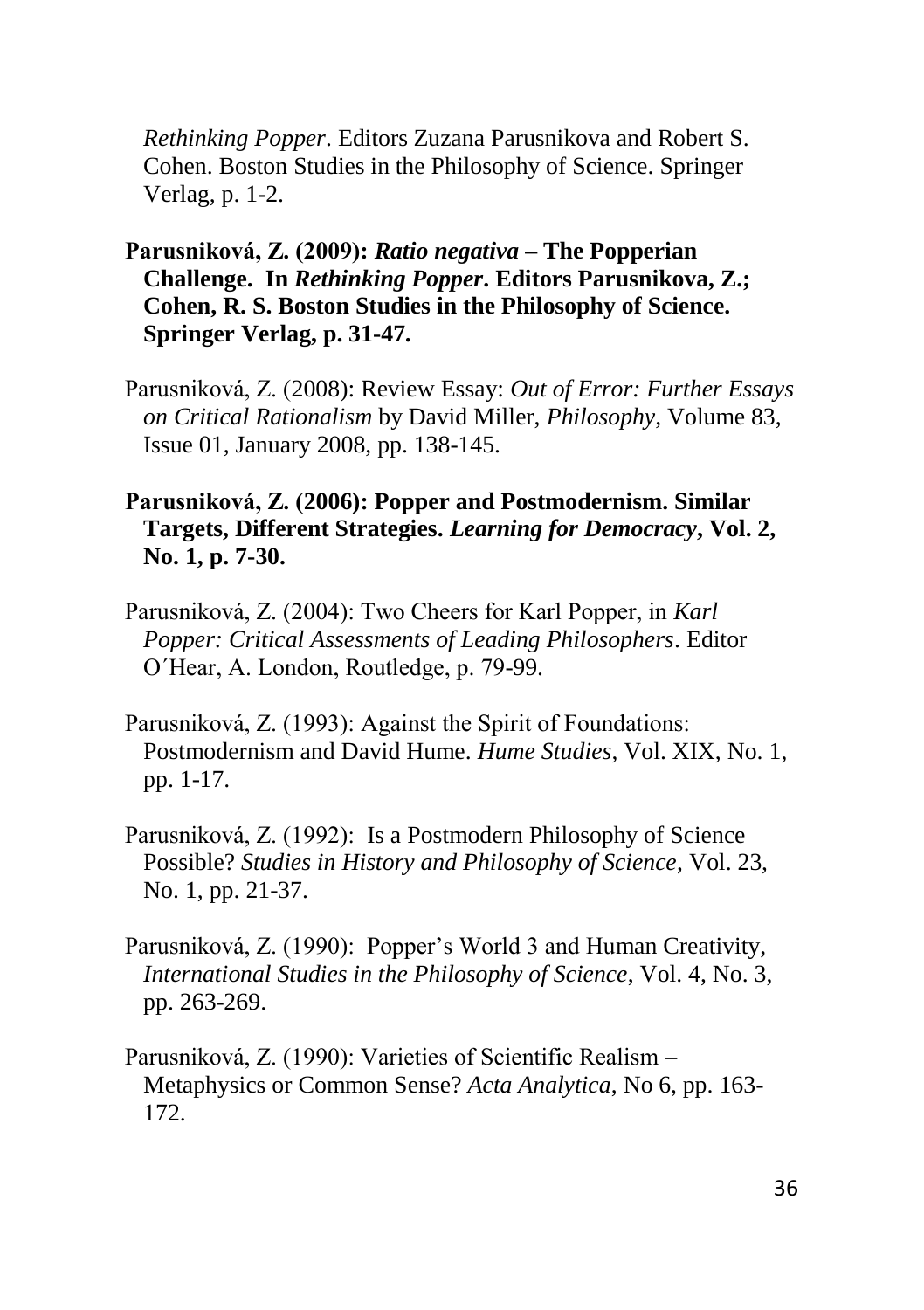*Rethinking Popper*. Editors Zuzana Parusnikova and Robert S. Cohen. Boston Studies in the Philosophy of Science. Springer Verlag, p. 1-2.

**Parusniková, Z. (2009): *Ratio negativa* – The Popperian Challenge. In *Rethinking Popper*. Editors Parusnikova, Z.; Cohen, R. S. Boston Studies in the Philosophy of Science. Springer Verlag, p. 31-47.**

Parusniková, Z. (2008): Review Essay: *Out of Error: Further Essays on Critical Rationalism* by David Miller, *Philosophy*, Volume 83, Issue 01, January 2008, pp. 138-145.

**Parusniková, Z. (2006): Popper and Postmodernism. Similar Targets, Different Strategies. *Learning for Democracy*, Vol. 2, No. 1, p. 7-30.**

Parusniková, Z. (2004): Two Cheers for Karl Popper, in *Karl Popper: Critical Assessments of Leading Philosophers*. Editor O´Hear, A. London, Routledge, p. 79-99.

Parusniková, Z. (1993): Against the Spirit of Foundations: Postmodernism and David Hume. *Hume Studies*, Vol. XIX, No. 1, pp. 1-17.

Parusniková, Z. (1992): Is a Postmodern Philosophy of Science Possible? *Studies in History and Philosophy of Science*, Vol. 23, No. 1, pp. 21-37.

Parusniková, Z. (1990): Popper's World 3 and Human Creativity, *International Studies in the Philosophy of Science*, Vol. 4, No. 3, pp. 263-269.

Parusniková, Z. (1990): Varieties of Scientific Realism – Metaphysics or Common Sense? *Acta Analytica*, No 6, pp. 163-172.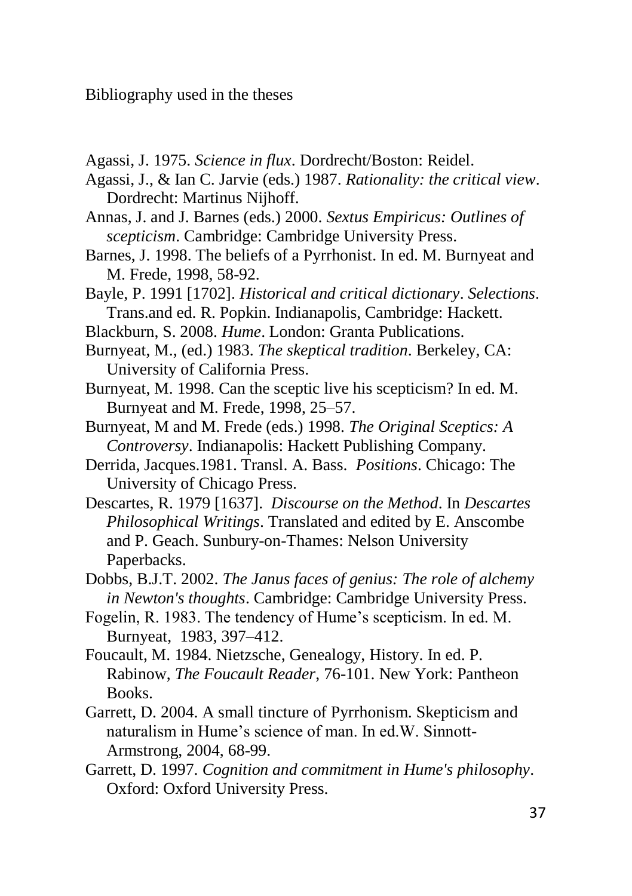Bibliography used in the theses

Agassi, J. 1975. *Science in flux*. Dordrecht/Boston: Reidel.

Agassi, J., & Ian C. Jarvie (eds.) 1987. *Rationality: the critical view*. Dordrecht: Martinus Nijhoff.

Annas, J. and J. Barnes (eds.) 2000. *Sextus Empiricus: Outlines of scepticism*. Cambridge: Cambridge University Press.

Barnes, J. 1998. The beliefs of a Pyrrhonist. In ed. M. Burnyeat and M. Frede, 1998, 58-92.

Bayle, P. 1991 [1702]. *Historical and critical dictionary*. *Selections*. Trans.and ed. R. Popkin. Indianapolis, Cambridge: Hackett.

Blackburn, S. 2008. *Hume*. London: Granta Publications.

Burnyeat, M., (ed.) 1983. *The skeptical tradition*. Berkeley, CA: University of California Press.

Burnyeat, M. 1998. Can the sceptic live his scepticism? In ed. M. Burnyeat and M. Frede, 1998, 25–57.

Burnyeat, M and M. Frede (eds.) 1998. *The Original Sceptics: A Controversy*. Indianapolis: Hackett Publishing Company.

Derrida, Jacques.1981. Transl. A. Bass. *Positions*. Chicago: The University of Chicago Press.

Descartes, R. 1979 [1637]. *Discourse on the Method*. In *Descartes Philosophical Writings*. Translated and edited by E. Anscombe and P. Geach. Sunbury-on-Thames: Nelson University Paperbacks.

Dobbs, B.J.T. 2002. *The Janus faces of genius: The role of alchemy in Newton's thoughts*. Cambridge: Cambridge University Press.

Fogelin, R. 1983. The tendency of Hume's scepticism. In ed. M. Burnyeat, 1983, 397–412.

Foucault, M. 1984. Nietzsche, Genealogy, History. In ed. P. Rabinow, *The Foucault Reader*, 76-101. New York: Pantheon Books.

Garrett, D. 2004. A small tincture of Pyrrhonism. Skepticism and naturalism in Hume's science of man. In ed.W. Sinnott-Armstrong, 2004, 68-99.

Garrett, D. 1997. *Cognition and commitment in Hume's philosophy*. Oxford: Oxford University Press.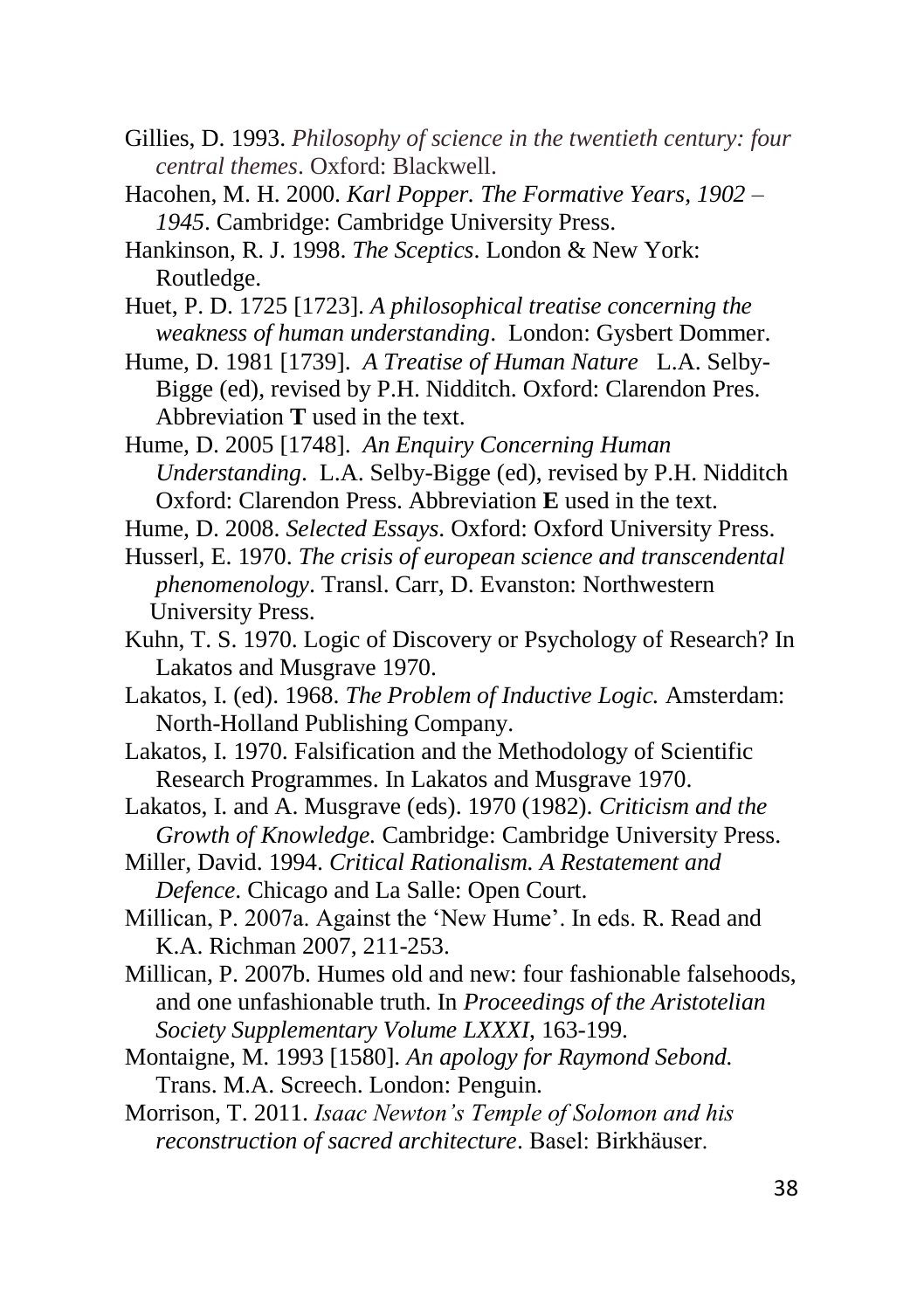Gillies, D. 1993. *Philosophy of science in the twentieth century: four central themes*. Oxford: Blackwell.

Hacohen, M. H. 2000. *Karl Popper. The Formative Years, 1902 – 1945*. Cambridge: Cambridge University Press.

Hankinson, R. J. 1998. *The Sceptics*. London & New York: Routledge.

Huet, P. D. 1725 [1723]. *A philosophical treatise concerning the weakness of human understanding*. London: Gysbert Dommer.

Hume, D. 1981 [1739]. *A Treatise of Human Nature* L.A. Selby-Bigge (ed), revised by P.H. Nidditch. Oxford: Clarendon Pres. Abbreviation **T** used in the text.

Hume, D. 2005 [1748]. *An Enquiry Concerning Human Understanding*. L.A. Selby-Bigge (ed), revised by P.H. Nidditch Oxford: Clarendon Press. Abbreviation **E** used in the text.

Hume, D. 2008. *Selected Essays*. Oxford: Oxford University Press.

Husserl, E. 1970. *The crisis of european science and transcendental phenomenology*. Transl. Carr, D. Evanston: Northwestern University Press.

Kuhn, T. S. 1970. Logic of Discovery or Psychology of Research? In Lakatos and Musgrave 1970.

Lakatos, I. (ed). 1968. *The Problem of Inductive Logic.* Amsterdam: North-Holland Publishing Company.

Lakatos, I. 1970. Falsification and the Methodology of Scientific Research Programmes. In Lakatos and Musgrave 1970.

Lakatos, I. and A. Musgrave (eds). 1970 (1982). *Criticism and the Growth of Knowledge.* Cambridge: Cambridge University Press.

Miller, David. 1994. *Critical Rationalism. A Restatement and Defence*. Chicago and La Salle: Open Court.

Millican, P. 2007a. Against the 'New Hume'. In eds. R. Read and K.A. Richman 2007, 211-253.

Millican, P. 2007b. Humes old and new: four fashionable falsehoods, and one unfashionable truth. In *Proceedings of the Aristotelian Society Supplementary Volume LXXXI*, 163-199.

Montaigne, M. 1993 [1580]. *An apology for Raymond Sebond.* Trans. M.A. Screech. London: Penguin.

Morrison, T. 2011. *Isaac Newton's Temple of Solomon and his reconstruction of sacred architecture*. Basel: Birkhäuser.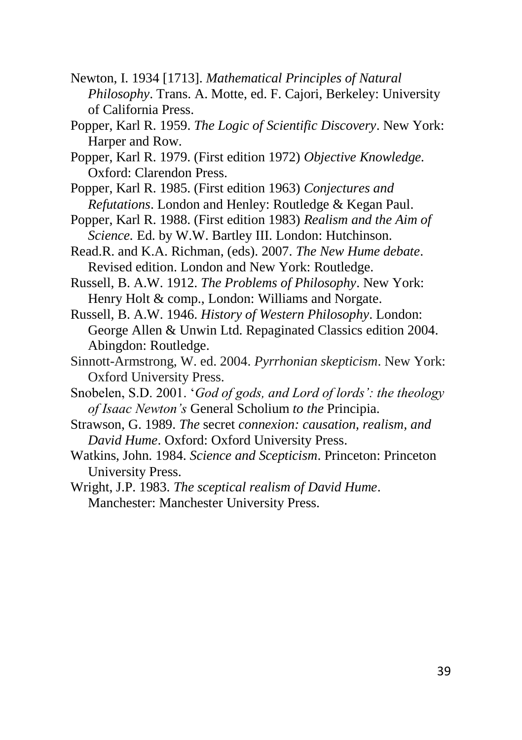Newton, I. 1934 [1713]. *Mathematical Principles of Natural Philosophy*. Trans. A. Motte, ed. F. Cajori, Berkeley: University of California Press.

Popper, Karl R. 1959. *The Logic of Scientific Discovery*. New York: Harper and Row.

Popper, Karl R. 1979. (First edition 1972) *Objective Knowledge*. Oxford: Clarendon Press.

Popper, Karl R. 1985. (First edition 1963) *Conjectures and Refutations*. London and Henley: Routledge & Kegan Paul.

Popper, Karl R. 1988. (First edition 1983) *Realism and the Aim of Science.* Ed. by W.W. Bartley III. London: Hutchinson.

Read.R. and K.A. Richman, (eds). 2007. *The New Hume debate*. Revised edition. London and New York: Routledge.

Russell, B. A.W. 1912. *The Problems of Philosophy*. New York: Henry Holt & comp., London: Williams and Norgate.

Russell, B. A.W. 1946. *History of Western Philosophy*. London: George Allen & Unwin Ltd. Repaginated Classics edition 2004. Abingdon: Routledge.

Sinnott-Armstrong, W. ed. 2004. *Pyrrhonian skepticism*. New York: Oxford University Press.

Snobelen, S.D. 2001. '*God of gods, and Lord of lords': the theology of Isaac Newton's* General Scholium *to the* Principia.

Strawson, G. 1989. *The* secret *connexion: causation, realism, and David Hume*. Oxford: Oxford University Press.

Watkins, John. 1984. *Science and Scepticism*. Princeton: Princeton University Press.

Wright, J.P. 1983. *The sceptical realism of David Hume*. Manchester: Manchester University Press.